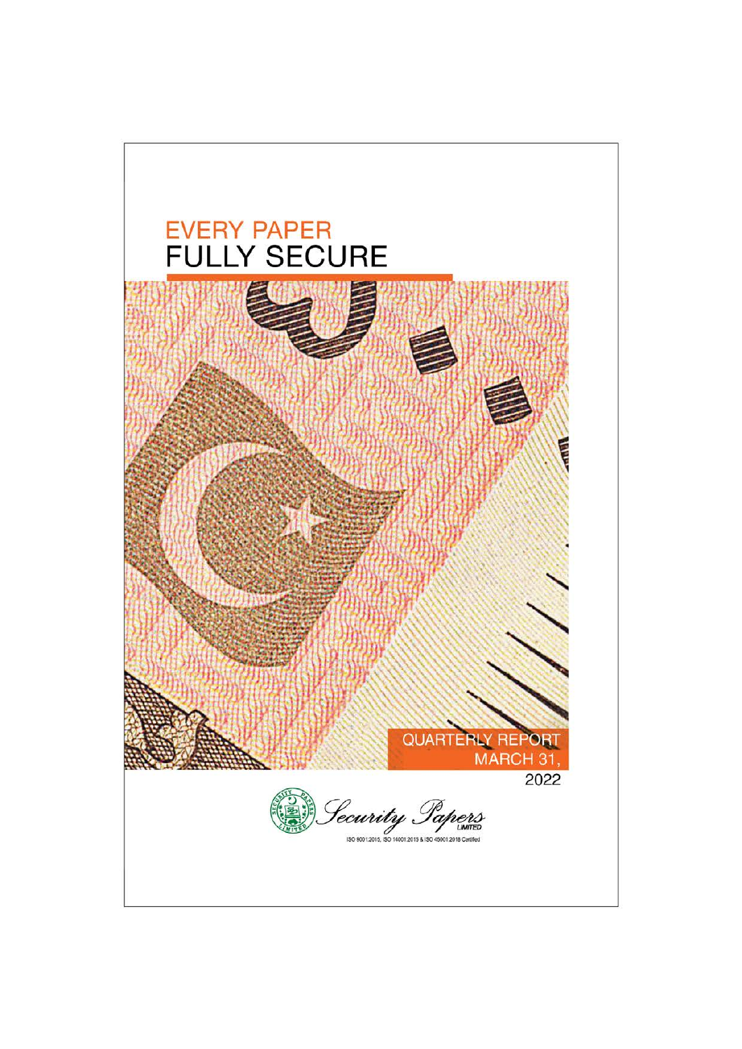# EVERY PAPER
# FULLY SECURE

QUARTERLY REPORT
MARCH 31,
2022

Security Papers LIMITED

ISO 9001:2015, ISO 14001:2015 & ISO 45001:2018 Certified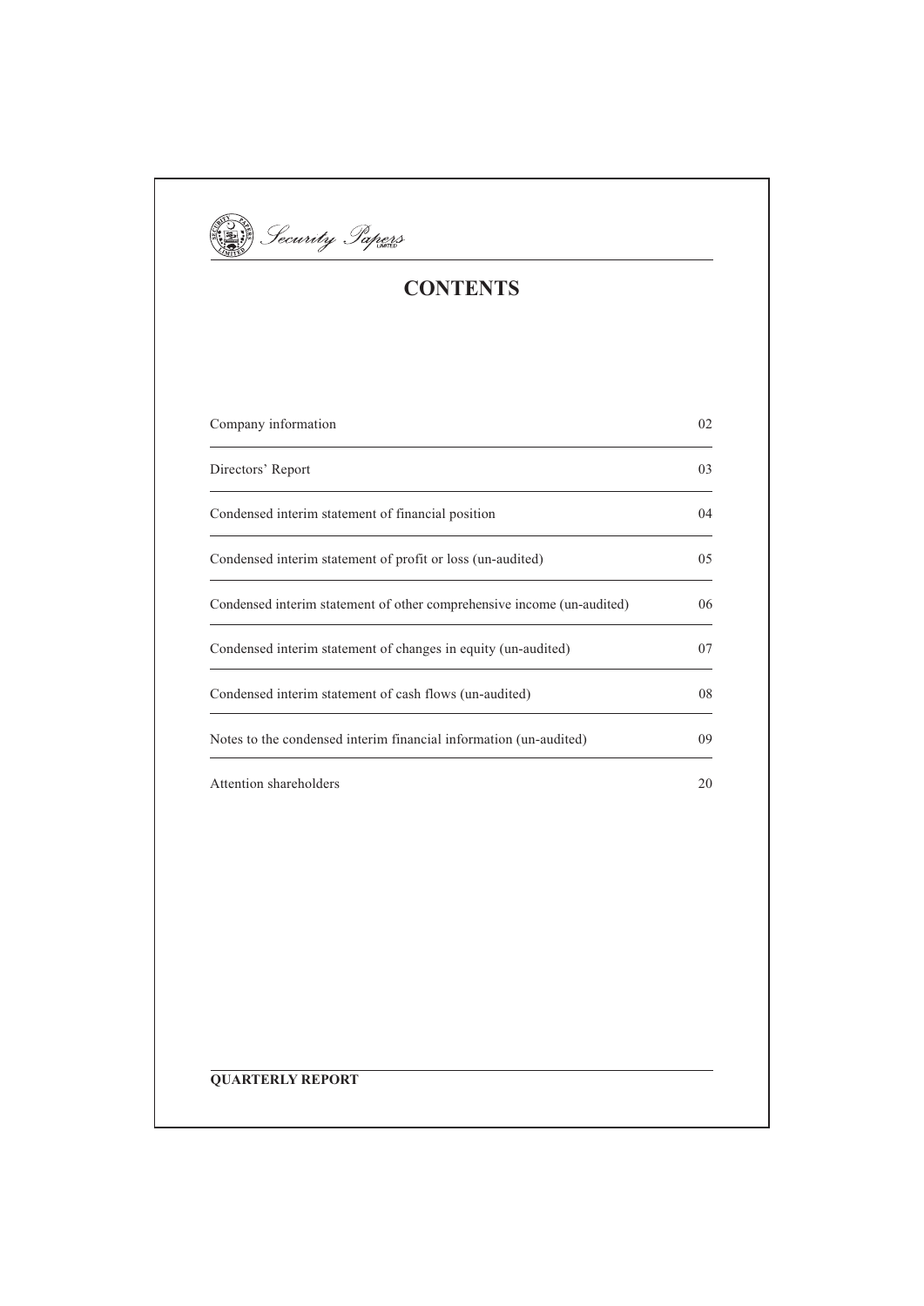# CONTENTS

| | |
|---|---|
| Company information | 02 |
| Directors' Report | 03 |
| Condensed interim statement of financial position | 04 |
| Condensed interim statement of profit or loss (un-audited) | 05 |
| Condensed interim statement of other comprehensive income (un-audited) | 06 |
| Condensed interim statement of changes in equity (un-audited) | 07 |
| Condensed interim statement of cash flows (un-audited) | 08 |
| Notes to the condensed interim financial information (un-audited) | 09 |
| Attention shareholders | 20 |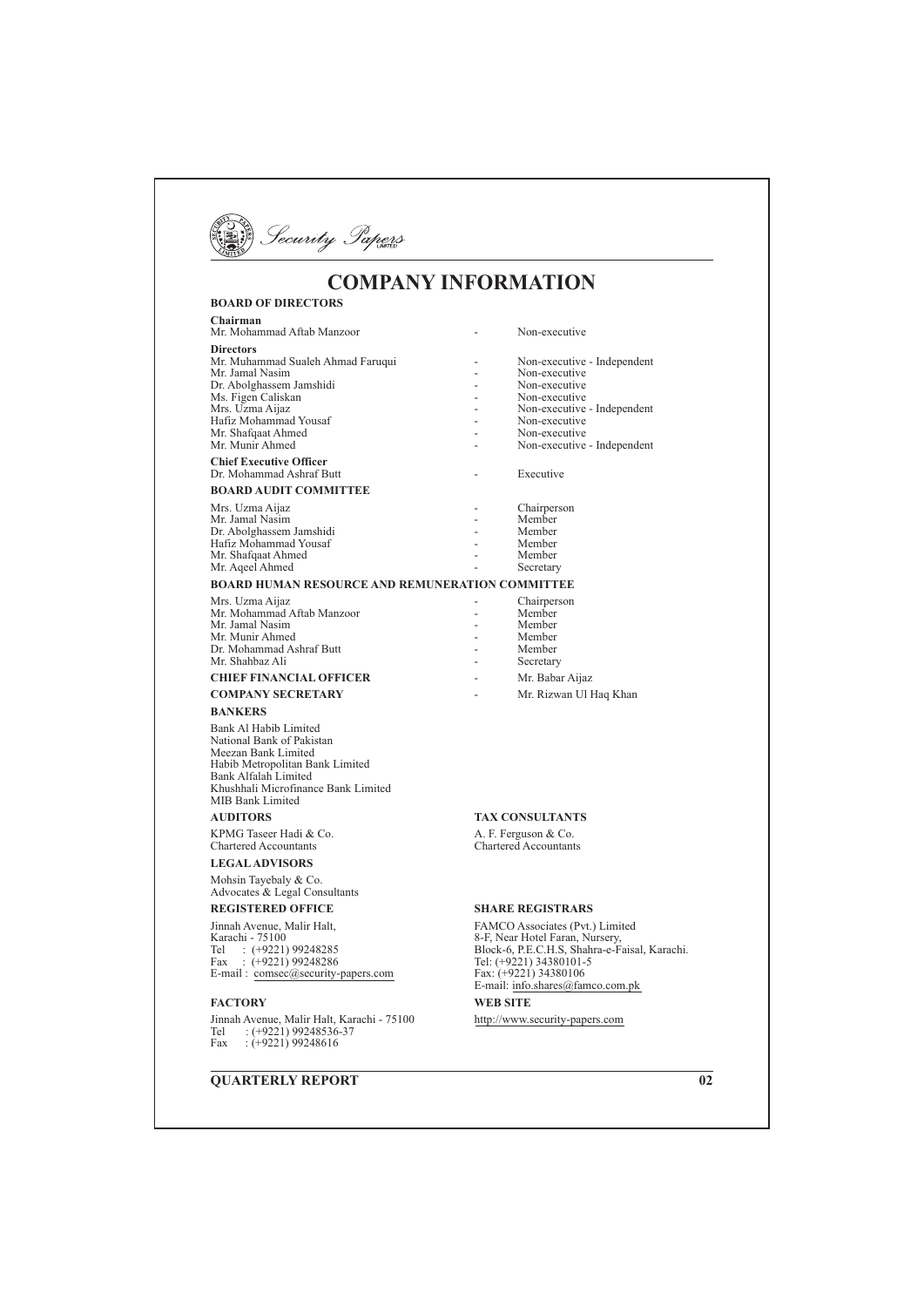# COMPANY INFORMATION

## BOARD OF DIRECTORS

**Chairman**

| | |
|---|---|
| Mr. Mohammad Aftab Manzoor | Non-executive |

**Directors**

| | |
|---|---|
| Mr. Muhammad Sualeh Ahmad Faruqui | Non-executive - Independent |
| Mr. Jamal Nasim | Non-executive |
| Dr. Abolghassem Jamshidi | Non-executive |
| Ms. Figen Caliskan | Non-executive |
| Mrs. Uzma Aijaz | Non-executive - Independent |
| Hafiz Mohammad Yousaf | Non-executive |
| Mr. Shafqaat Ahmed | Non-executive |
| Mr. Munir Ahmed | Non-executive - Independent |

**Chief Executive Officer**

| | |
|---|---|
| Dr. Mohammad Ashraf Butt | Executive |

## BOARD AUDIT COMMITTEE

| | |
|---|---|
| Mrs. Uzma Aijaz | Chairperson |
| Mr. Jamal Nasim | Member |
| Dr. Abolghassem Jamshidi | Member |
| Hafiz Mohammad Yousaf | Member |
| Mr. Shafqaat Ahmed | Member |
| Mr. Aqeel Ahmed | Secretary |

## BOARD HUMAN RESOURCE AND REMUNERATION COMMITTEE

| | |
|---|---|
| Mrs. Uzma Aijaz | Chairperson |
| Mr. Mohammad Aftab Manzoor | Member |
| Mr. Jamal Nasim | Member |
| Mr. Munir Ahmed | Member |
| Dr. Mohammad Ashraf Butt | Member |
| Mr. Shahbaz Ali | Secretary |

**CHIEF FINANCIAL OFFICER** - Mr. Babar Aijaz

**COMPANY SECRETARY** - Mr. Rizwan Ul Haq Khan

## BANKERS

Bank Al Habib Limited
National Bank of Pakistan
Meezan Bank Limited
Habib Metropolitan Bank Limited
Bank Alfalah Limited
Khushhali Microfinance Bank Limited
MIB Bank Limited

## AUDITORS

KPMG Taseer Hadi & Co.
Chartered Accountants

## TAX CONSULTANTS

A. F. Ferguson & Co.
Chartered Accountants

## LEGAL ADVISORS

Mohsin Tayebaly & Co.
Advocates & Legal Consultants

## REGISTERED OFFICE

Jinnah Avenue, Malir Halt,
Karachi - 75100
Tel : (+9221) 99248285
Fax : (+9221) 99248286
E-mail : comsec@security-papers.com

## SHARE REGISTRARS

FAMCO Associates (Pvt.) Limited
8-F, Near Hotel Faran, Nursery,
Block-6, P.E.C.H.S, Shahra-e-Faisal, Karachi.
Tel: (+9221) 34380101-5
Fax: (+9221) 34380106
E-mail: info.shares@famco.com.pk

## FACTORY

Jinnah Avenue, Malir Halt, Karachi - 75100
Tel : (+9221) 99248536-37
Fax : (+9221) 99248616

## WEB SITE

http://www.security-papers.com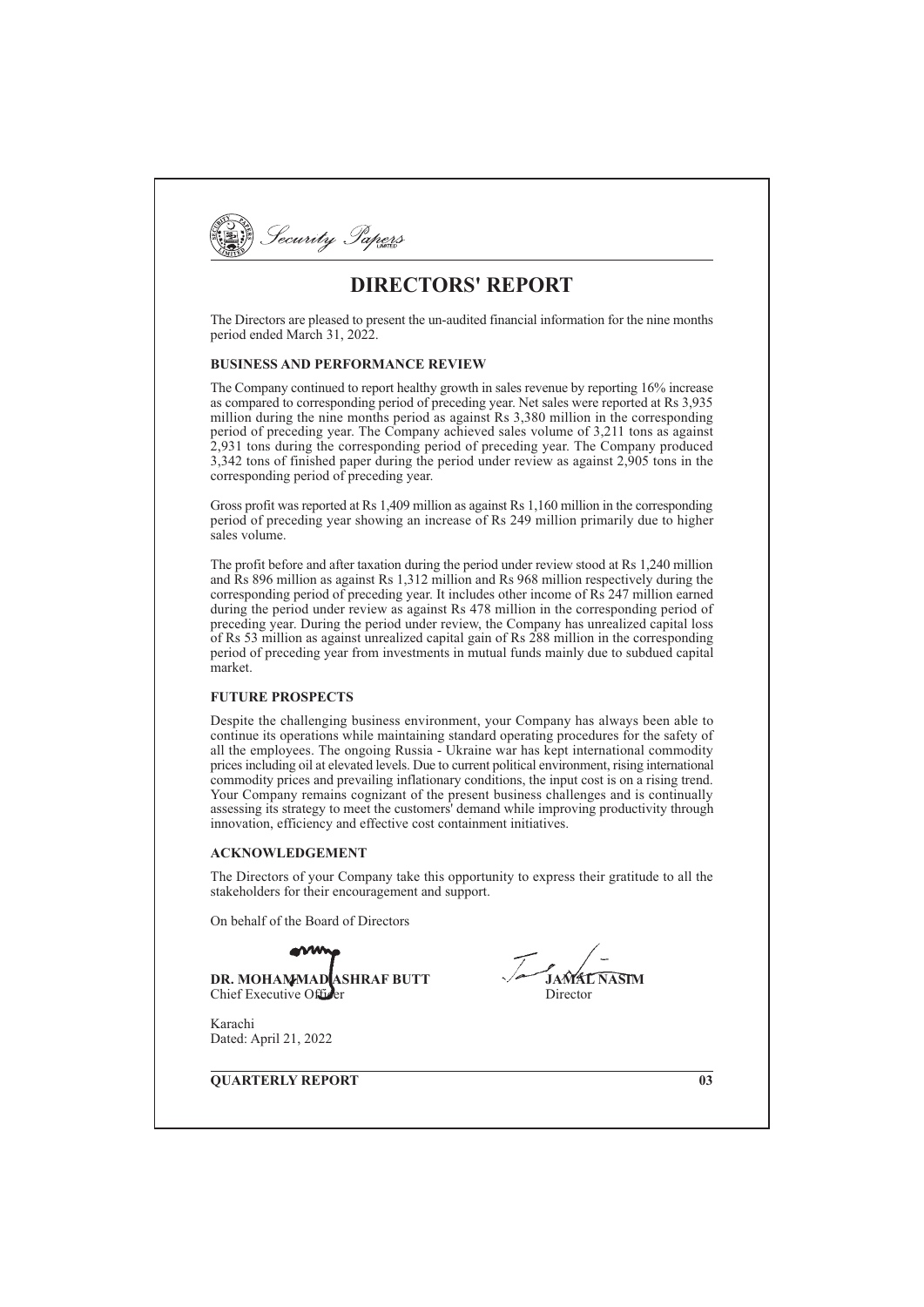# DIRECTORS' REPORT

The Directors are pleased to present the un-audited financial information for the nine months period ended March 31, 2022.

## BUSINESS AND PERFORMANCE REVIEW

The Company continued to report healthy growth in sales revenue by reporting 16% increase as compared to corresponding period of preceding year. Net sales were reported at Rs 3,935 million during the nine months period as against Rs 3,380 million in the corresponding period of preceding year. The Company achieved sales volume of 3,211 tons as against 2,931 tons during the corresponding period of preceding year. The Company produced 3,342 tons of finished paper during the period under review as against 2,905 tons in the corresponding period of preceding year.

Gross profit was reported at Rs 1,409 million as against Rs 1,160 million in the corresponding period of preceding year showing an increase of Rs 249 million primarily due to higher sales volume.

The profit before and after taxation during the period under review stood at Rs 1,240 million and Rs 896 million as against Rs 1,312 million and Rs 968 million respectively during the corresponding period of preceding year. It includes other income of Rs 247 million earned during the period under review as against Rs 478 million in the corresponding period of preceding year. During the period under review, the Company has unrealized capital loss of Rs 53 million as against unrealized capital gain of Rs 288 million in the corresponding period of preceding year from investments in mutual funds mainly due to subdued capital market.

## FUTURE PROSPECTS

Despite the challenging business environment, your Company has always been able to continue its operations while maintaining standard operating procedures for the safety of all the employees. The ongoing Russia - Ukraine war has kept international commodity prices including oil at elevated levels. Due to current political environment, rising international commodity prices and prevailing inflationary conditions, the input cost is on a rising trend. Your Company remains cognizant of the present business challenges and is continually assessing its strategy to meet the customers' demand while improving productivity through innovation, efficiency and effective cost containment initiatives.

## ACKNOWLEDGEMENT

The Directors of your Company take this opportunity to express their gratitude to all the stakeholders for their encouragement and support.

On behalf of the Board of Directors

**DR. MOHAMMAD ASHRAF BUTT**
Chief Executive Officer

**JAMAL NASIM**
Director

Karachi
Dated: April 21, 2022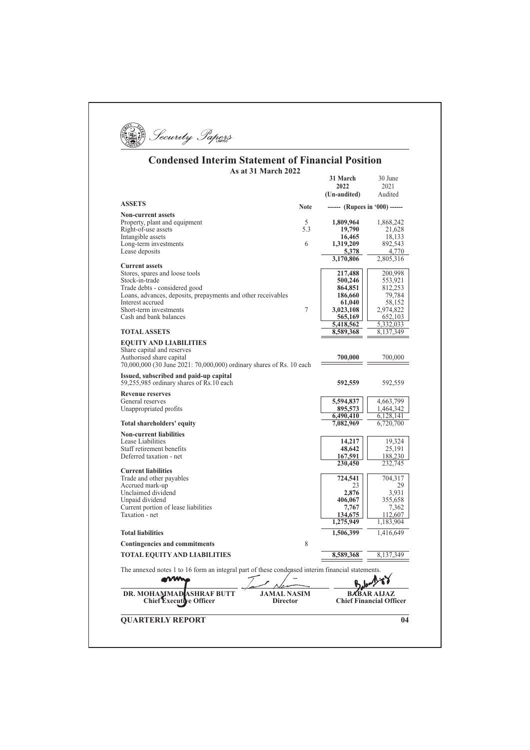Security Papers

# Condensed Interim Statement of Financial Position

**As at 31 March 2022**

| | Note | 31 March 2022 (Un-audited) | 30 June 2021 Audited |
|---|---|---|---|
| **ASSETS** | | ------ (Rupees in '000) ------ | |
| **Non-current assets** | | | |
| Property, plant and equipment | 5 | **1,809,964** | 1,868,242 |
| Right-of-use assets | 5.3 | **19,790** | 21,628 |
| Intangible assets | | **16,465** | 18,133 |
| Long-term investments | 6 | **1,319,209** | 892,543 |
| Lease deposits | | **5,378** | 4,770 |
| | | **3,170,806** | 2,805,316 |
| **Current assets** | | | |
| Stores, spares and loose tools | | **217,488** | 200,998 |
| Stock-in-trade | | **500,246** | 553,921 |
| Trade debts - considered good | | **864,851** | 812,253 |
| Loans, advances, deposits, prepayments and other receivables | | **186,660** | 79,784 |
| Interest accrued | | **61,040** | 58,152 |
| Short-term investments | 7 | **3,023,108** | 2,974,822 |
| Cash and bank balances | | **565,169** | 652,103 |
| | | **5,418,562** | 5,332,033 |
| **TOTAL ASSETS** | | **8,589,368** | 8,137,349 |
| **EQUITY AND LIABILITIES** | | | |
| Share capital and reserves | | | |
| Authorised share capital | | **700,000** | 700,000 |
| 70,000,000 (30 June 2021: 70,000,000) ordinary shares of Rs. 10 each | | | |
| **Issued, subscribed and paid-up capital** | | | |
| 59,255,985 ordinary shares of Rs.10 each | | **592,559** | 592,559 |
| **Revenue reserves** | | | |
| General reserves | | **5,594,837** | 4,663,799 |
| Unappropriated profits | | **895,573** | 1,464,342 |
| | | **6,490,410** | 6,128,141 |
| **Total shareholders' equity** | | **7,082,969** | 6,720,700 |
| **Non-current liabilities** | | | |
| Lease Liabilities | | **14,217** | 19,324 |
| Staff retirement benefits | | **48,642** | 25,191 |
| Deferred taxation - net | | **167,591** | 188,230 |
| | | **230,450** | 232,745 |
| **Current liabilities** | | | |
| Trade and other payables | | **724,541** | 704,317 |
| Accrued mark-up | | **23** | 29 |
| Unclaimed dividend | | **2,876** | 3,931 |
| Unpaid dividend | | **406,067** | 355,658 |
| Current portion of lease liabilities | | **7,767** | 7,362 |
| Taxation - net | | **134,675** | 112,607 |
| | | **1,275,949** | 1,183,904 |
| **Total liabilities** | | **1,506,399** | 1,416,649 |
| **Contingencies and commitments** | 8 | | |
| **TOTAL EQUITY AND LIABILITIES** | | **8,589,368** | 8,137,349 |

The annexed notes 1 to 16 form an integral part of these condensed interim financial statements.

| **DR. MOHAMMAD ASHRAF BUTT** | **JAMAL NASIM** | **BABAR AIJAZ** |
|---|---|---|
| **Chief Executive Officer** | **Director** | **Chief Financial Officer** |

**QUARTERLY REPORT**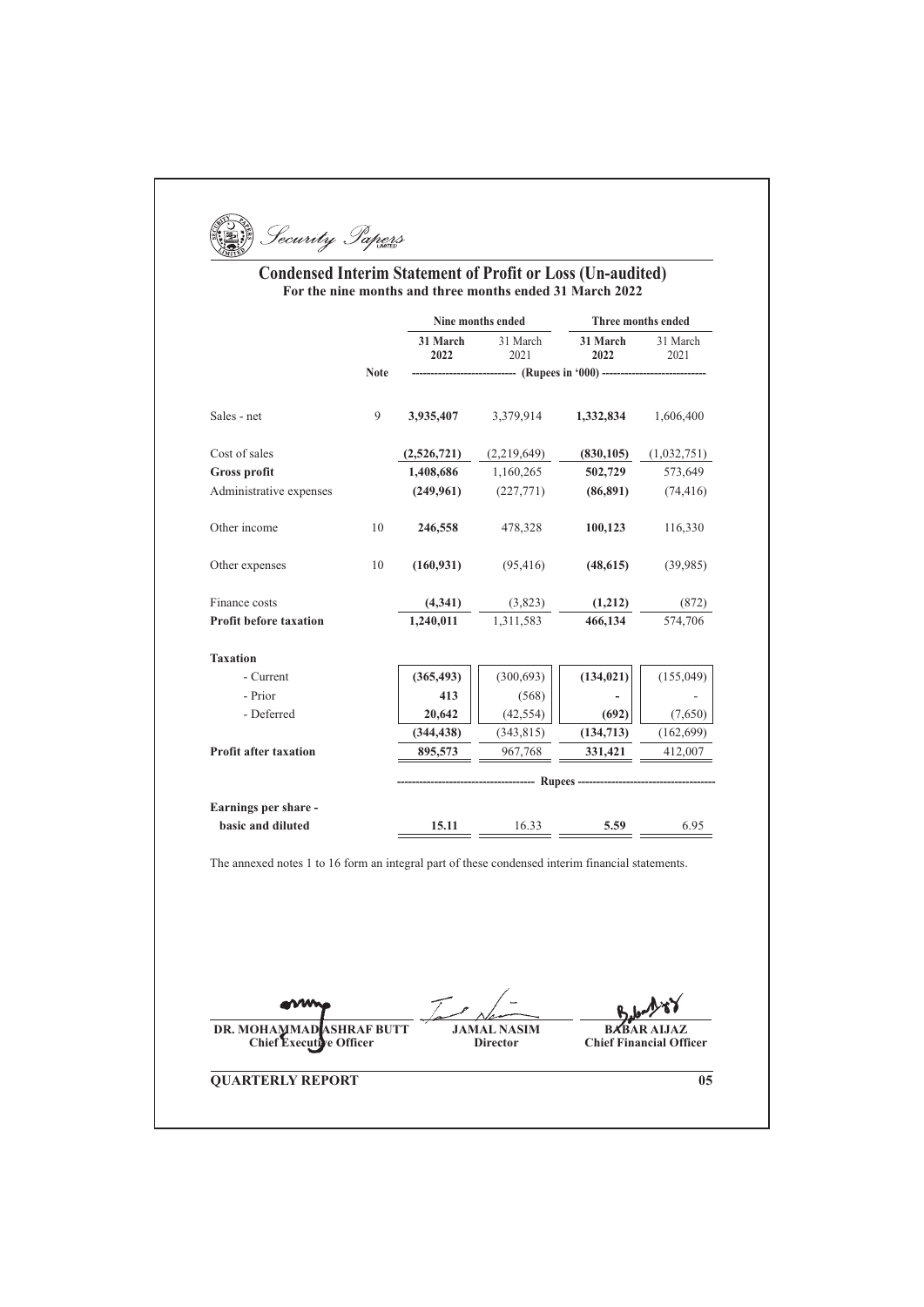Security Papers

# Condensed Interim Statement of Profit or Loss (Un-audited)

**For the nine months and three months ended 31 March 2022**

| | Note | Nine months ended | | Three months ended | |
|---|---|---|---|---|---|
| | | **31 March 2022** | 31 March 2021 | **31 March 2022** | 31 March 2021 |
| | | (Rupees in '000) | | | |
| Sales - net | 9 | **3,935,407** | 3,379,914 | **1,332,834** | 1,606,400 |
| Cost of sales | | **(2,526,721)** | (2,219,649) | **(830,105)** | (1,032,751) |
| **Gross profit** | | **1,408,686** | 1,160,265 | **502,729** | 573,649 |
| Administrative expenses | | **(249,961)** | (227,771) | **(86,891)** | (74,416) |
| Other income | 10 | **246,558** | 478,328 | **100,123** | 116,330 |
| Other expenses | 10 | **(160,931)** | (95,416) | **(48,615)** | (39,985) |
| Finance costs | | **(4,341)** | (3,823) | **(1,212)** | (872) |
| **Profit before taxation** | | **1,240,011** | 1,311,583 | **466,134** | 574,706 |
| **Taxation** | | | | | |
| - Current | | **(365,493)** | (300,693) | **(134,021)** | (155,049) |
| - Prior | | **413** | (568) | **-** | - |
| - Deferred | | **20,642** | (42,554) | **(692)** | (7,650) |
| | | **(344,438)** | (343,815) | **(134,713)** | (162,699) |
| **Profit after taxation** | | **895,573** | 967,768 | **331,421** | 412,007 |
| | | Rupees | | | |
| **Earnings per share - basic and diluted** | | **15.11** | 16.33 | **5.59** | 6.95 |

The annexed notes 1 to 16 form an integral part of these condensed interim financial statements.

| **DR. MOHAMMAD ASHRAF BUTT** | **JAMAL NASIM** | **BABAR AIJAZ** |
|---|---|---|
| **Chief Executive Officer** | **Director** | **Chief Financial Officer** |

**QUARTERLY REPORT**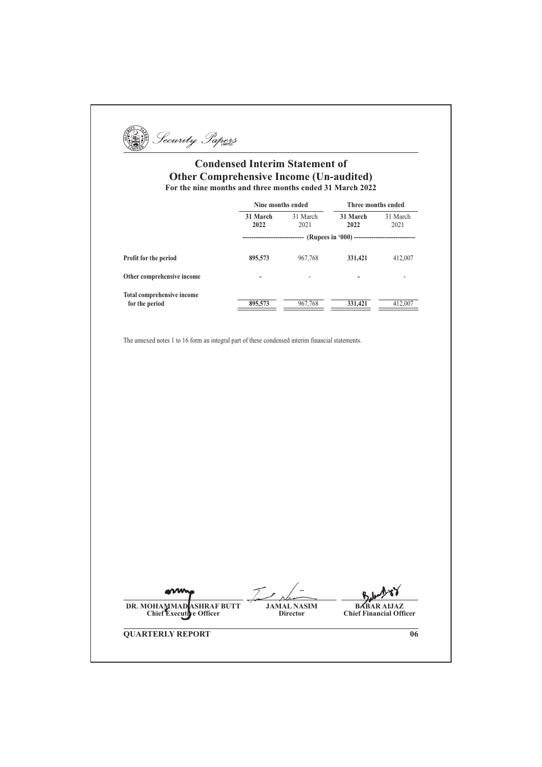# Condensed Interim Statement of Other Comprehensive Income (Un-audited)

**For the nine months and three months ended 31 March 2022**

| | Nine months ended | | Three months ended | |
|---|---|---|---|---|
| | **31 March 2022** | 31 March 2021 | **31 March 2022** | 31 March 2021 |
| | (Rupees in '000) | | | |
| **Profit for the period** | **895,573** | 967,768 | **331,421** | 412,007 |
| **Other comprehensive income** | **-** | - | **-** | - |
| **Total comprehensive income for the period** | **895,573** | 967,768 | **331,421** | 412,007 |

The annexed notes 1 to 16 form an integral part of these condensed interim financial statements.

| **DR. MOHAMMAD ASHRAF BUTT** | **JAMAL NASIM** | **BABAR AIJAZ** |
|---|---|---|
| **Chief Executive Officer** | **Director** | **Chief Financial Officer** |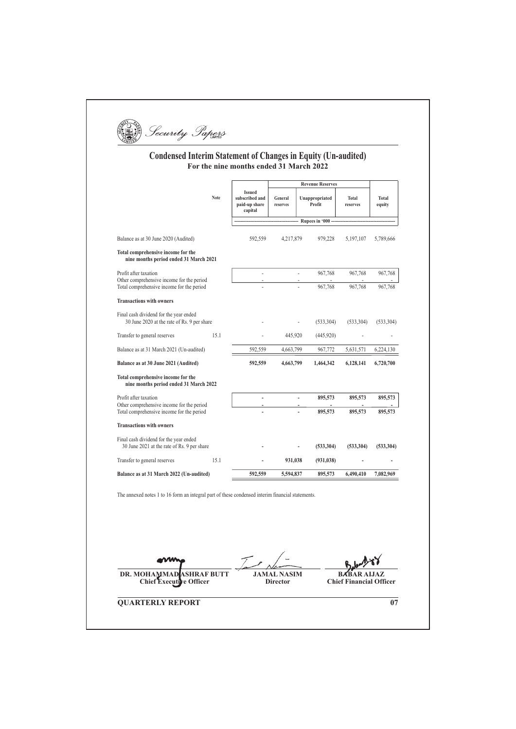# Condensed Interim Statement of Changes in Equity (Un-audited)

## For the nine months ended 31 March 2022

| | Note | Issued subscribed and paid-up share capital | Revenue Reserves | | | Total equity |
|---|---|---|---|---|---|---|
| | | | General reserves | Unappropriated Profit | Total reserves | |
| | | Rupees in '000 | | | | |
| Balance as at 30 June 2020 (Audited) | | 592,559 | 4,217,879 | 979,228 | 5,197,107 | 5,789,666 |
| **Total comprehensive income for the nine months period ended 31 March 2021** | | | | | | |
| Profit after taxation | | - | - | 967,768 | 967,768 | 967,768 |
| Other comprehensive income for the period | | - | - | - | - | - |
| Total comprehensive income for the period | | - | - | 967,768 | 967,768 | 967,768 |
| **Transactions with owners** | | | | | | |
| Final cash dividend for the year ended 30 June 2020 at the rate of Rs. 9 per share | | - | - | (533,304) | (533,304) | (533,304) |
| Transfer to general reserves | 15.1 | - | 445,920 | (445,920) | - | - |
| Balance as at 31 March 2021 (Un-audited) | | 592,559 | 4,663,799 | 967,772 | 5,631,571 | 6,224,130 |
| **Balance as at 30 June 2021 (Audited)** | | **592,559** | **4,663,799** | **1,464,342** | **6,128,141** | **6,720,700** |
| **Total comprehensive income for the nine months period ended 31 March 2022** | | | | | | |
| Profit after taxation | | **-** | **-** | **895,573** | **895,573** | **895,573** |
| Other comprehensive income for the period | | **-** | **-** | **-** | **-** | **-** |
| Total comprehensive income for the period | | **-** | **-** | **895,573** | **895,573** | **895,573** |
| **Transactions with owners** | | | | | | |
| Final cash dividend for the year ended 30 June 2021 at the rate of Rs. 9 per share | | **-** | **-** | **(533,304)** | **(533,304)** | **(533,304)** |
| Transfer to general reserves | 15.1 | **-** | **931,038** | **(931,038)** | **-** | **-** |
| **Balance as at 31 March 2022 (Un-audited)** | | **592,559** | **5,594,837** | **895,573** | **6,490,410** | **7,082,969** |

The annexed notes 1 to 16 form an integral part of these condensed interim financial statements.

| **DR. MOHAMMAD ASHRAF BUTT** | **JAMAL NASIM** | **BABAR AIJAZ** |
|---|---|---|
| **Chief Executive Officer** | **Director** | **Chief Financial Officer** |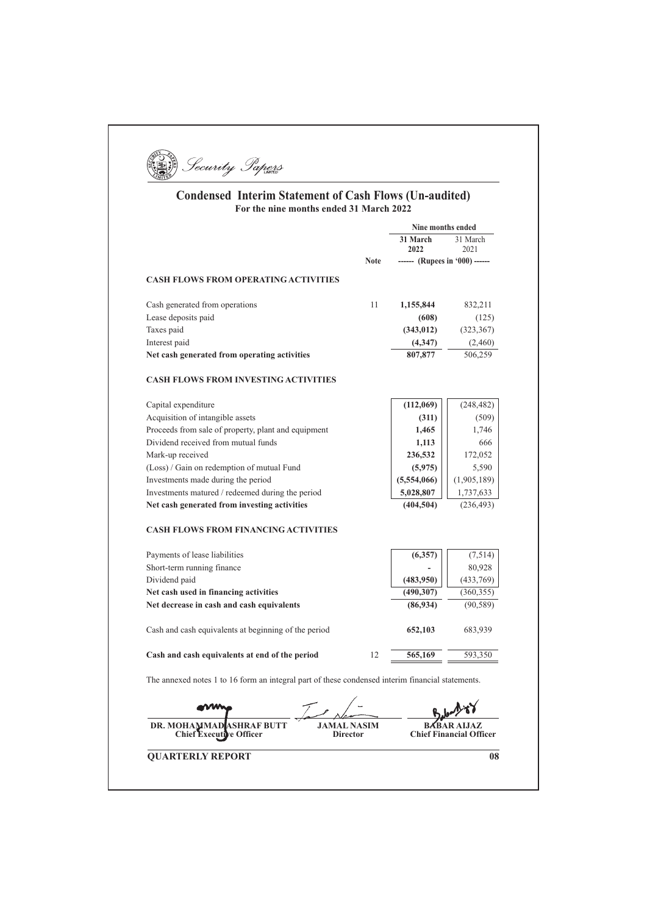Security Papers

# Condensed Interim Statement of Cash Flows (Un-audited)

**For the nine months ended 31 March 2022**

| | Note | Nine months ended 31 March 2022 | Nine months ended 31 March 2021 |
|---|---|---|---|
| | | ------ (Rupees in '000) ------ | |
| **CASH FLOWS FROM OPERATING ACTIVITIES** | | | |
| Cash generated from operations | 11 | **1,155,844** | 832,211 |
| Lease deposits paid | | **(608)** | (125) |
| Taxes paid | | **(343,012)** | (323,367) |
| Interest paid | | **(4,347)** | (2,460) |
| **Net cash generated from operating activities** | | **807,877** | 506,259 |
| **CASH FLOWS FROM INVESTING ACTIVITIES** | | | |
| Capital expenditure | | **(112,069)** | (248,482) |
| Acquisition of intangible assets | | **(311)** | (509) |
| Proceeds from sale of property, plant and equipment | | **1,465** | 1,746 |
| Dividend received from mutual funds | | **1,113** | 666 |
| Mark-up received | | **236,532** | 172,052 |
| (Loss) / Gain on redemption of mutual Fund | | **(5,975)** | 5,590 |
| Investments made during the period | | **(5,554,066)** | (1,905,189) |
| Investments matured / redeemed during the period | | **5,028,807** | 1,737,633 |
| **Net cash generated from investing activities** | | **(404,504)** | (236,493) |
| **CASH FLOWS FROM FINANCING ACTIVITIES** | | | |
| Payments of lease liabilities | | **(6,357)** | (7,514) |
| Short-term running finance | | **-** | 80,928 |
| Dividend paid | | **(483,950)** | (433,769) |
| **Net cash used in financing activities** | | **(490,307)** | (360,355) |
| **Net decrease in cash and cash equivalents** | | **(86,934)** | (90,589) |
| Cash and cash equivalents at beginning of the period | | **652,103** | 683,939 |
| **Cash and cash equivalents at end of the period** | 12 | **565,169** | 593,350 |

The annexed notes 1 to 16 form an integral part of these condensed interim financial statements.

| **DR. MOHAMMAD ASHRAF BUTT** | **JAMAL NASIM** | **BABAR AIJAZ** |
|---|---|---|
| **Chief Executive Officer** | **Director** | **Chief Financial Officer** |

**QUARTERLY REPORT**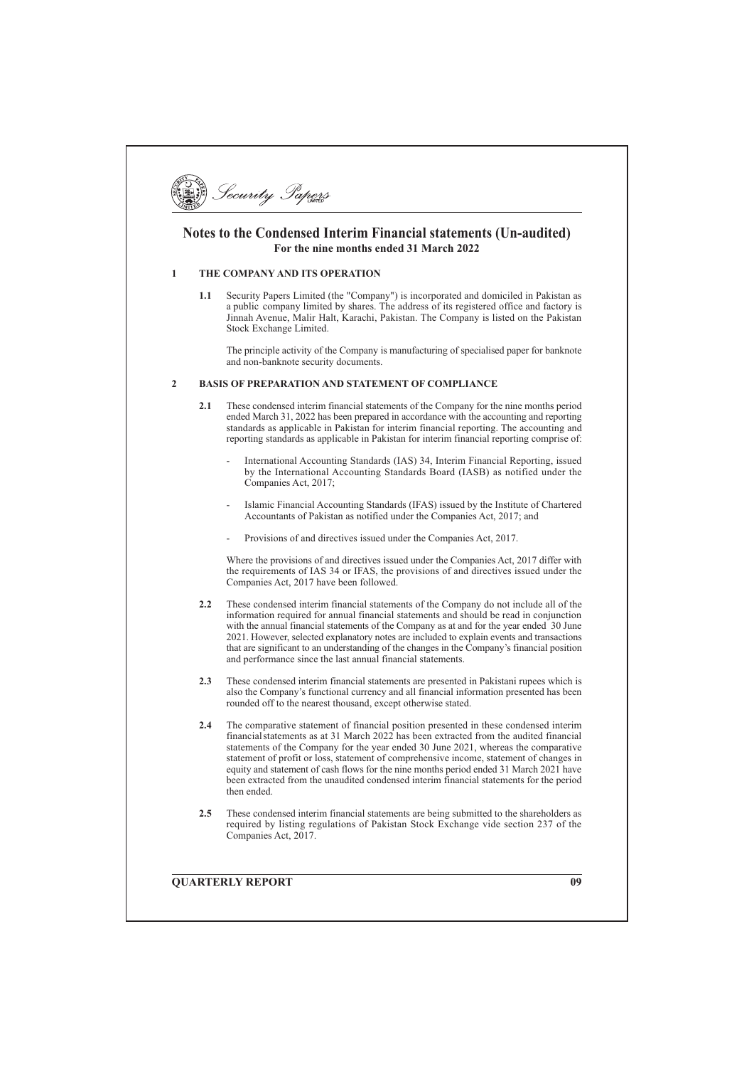# Notes to the Condensed Interim Financial statements (Un-audited)

## For the nine months ended 31 March 2022

### 1 THE COMPANY AND ITS OPERATION

**1.1** Security Papers Limited (the "Company") is incorporated and domiciled in Pakistan as a public company limited by shares. The address of its registered office and factory is Jinnah Avenue, Malir Halt, Karachi, Pakistan. The Company is listed on the Pakistan Stock Exchange Limited.

The principle activity of the Company is manufacturing of specialised paper for banknote and non-banknote security documents.

### 2 BASIS OF PREPARATION AND STATEMENT OF COMPLIANCE

**2.1** These condensed interim financial statements of the Company for the nine months period ended March 31, 2022 has been prepared in accordance with the accounting and reporting standards as applicable in Pakistan for interim financial reporting. The accounting and reporting standards as applicable in Pakistan for interim financial reporting comprise of:

- International Accounting Standards (IAS) 34, Interim Financial Reporting, issued by the International Accounting Standards Board (IASB) as notified under the Companies Act, 2017;
- Islamic Financial Accounting Standards (IFAS) issued by the Institute of Chartered Accountants of Pakistan as notified under the Companies Act, 2017; and
- Provisions of and directives issued under the Companies Act, 2017.

Where the provisions of and directives issued under the Companies Act, 2017 differ with the requirements of IAS 34 or IFAS, the provisions of and directives issued under the Companies Act, 2017 have been followed.

**2.2** These condensed interim financial statements of the Company do not include all of the information required for annual financial statements and should be read in conjunction with the annual financial statements of the Company as at and for the year ended 30 June 2021. However, selected explanatory notes are included to explain events and transactions that are significant to an understanding of the changes in the Company's financial position and performance since the last annual financial statements.

**2.3** These condensed interim financial statements are presented in Pakistani rupees which is also the Company's functional currency and all financial information presented has been rounded off to the nearest thousand, except otherwise stated.

**2.4** The comparative statement of financial position presented in these condensed interim financial statements as at 31 March 2022 has been extracted from the audited financial statements of the Company for the year ended 30 June 2021, whereas the comparative statement of profit or loss, statement of comprehensive income, statement of changes in equity and statement of cash flows for the nine months period ended 31 March 2021 have been extracted from the unaudited condensed interim financial statements for the period then ended.

**2.5** These condensed interim financial statements are being submitted to the shareholders as required by listing regulations of Pakistan Stock Exchange vide section 237 of the Companies Act, 2017.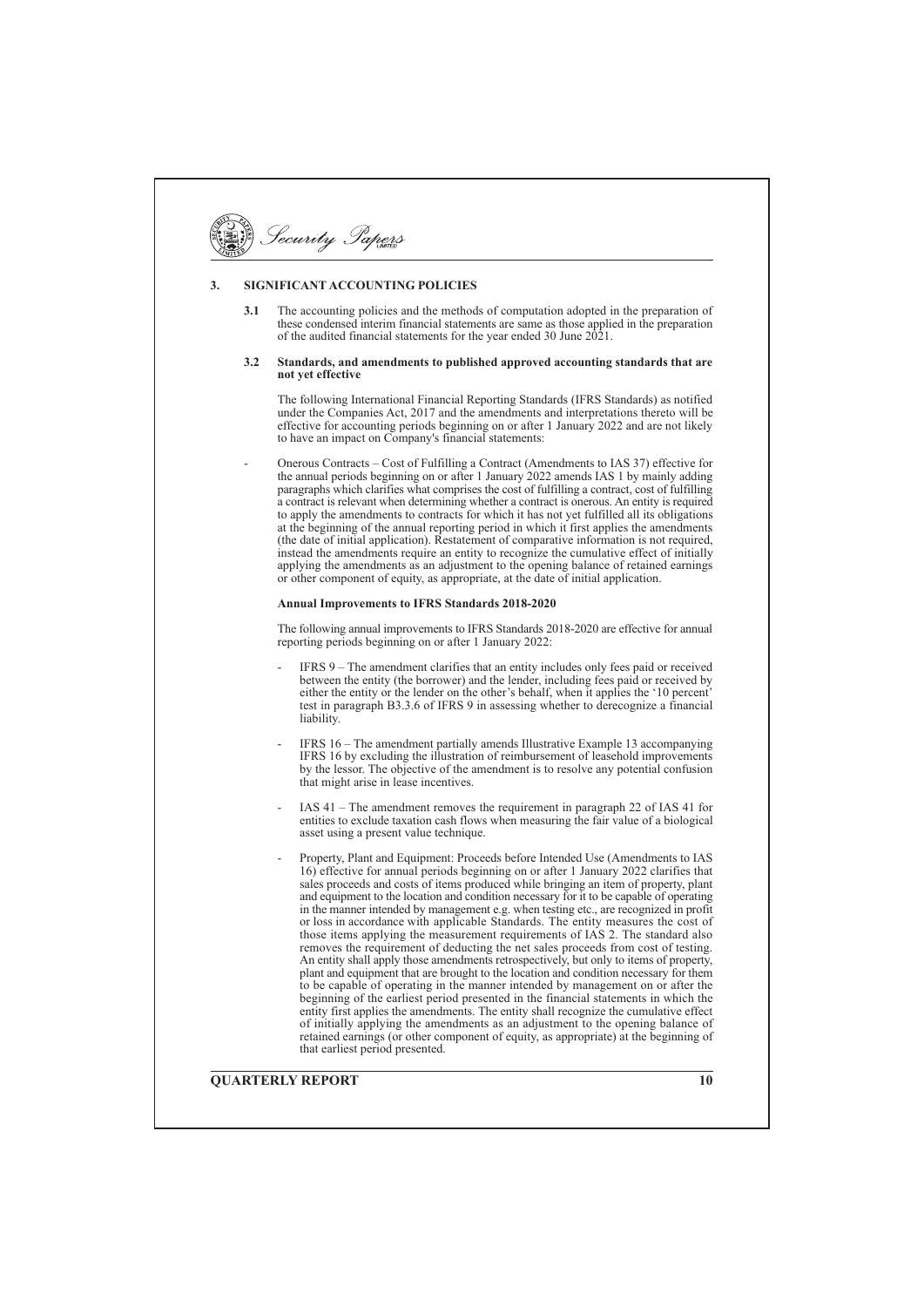## 3. SIGNIFICANT ACCOUNTING POLICIES

**3.1** The accounting policies and the methods of computation adopted in the preparation of these condensed interim financial statements are same as those applied in the preparation of the audited financial statements for the year ended 30 June 2021.

**3.2 Standards, and amendments to published approved accounting standards that are not yet effective**

The following International Financial Reporting Standards (IFRS Standards) as notified under the Companies Act, 2017 and the amendments and interpretations thereto will be effective for accounting periods beginning on or after 1 January 2022 and are not likely to have an impact on Company's financial statements:

- Onerous Contracts – Cost of Fulfilling a Contract (Amendments to IAS 37) effective for the annual periods beginning on or after 1 January 2022 amends IAS 1 by mainly adding paragraphs which clarifies what comprises the cost of fulfilling a contract, cost of fulfilling a contract is relevant when determining whether a contract is onerous. An entity is required to apply the amendments to contracts for which it has not yet fulfilled all its obligations at the beginning of the annual reporting period in which it first applies the amendments (the date of initial application). Restatement of comparative information is not required, instead the amendments require an entity to recognize the cumulative effect of initially applying the amendments as an adjustment to the opening balance of retained earnings or other component of equity, as appropriate, at the date of initial application.

**Annual Improvements to IFRS Standards 2018-2020**

The following annual improvements to IFRS Standards 2018-2020 are effective for annual reporting periods beginning on or after 1 January 2022:

- IFRS 9 – The amendment clarifies that an entity includes only fees paid or received between the entity (the borrower) and the lender, including fees paid or received by either the entity or the lender on the other's behalf, when it applies the '10 percent' test in paragraph B3.3.6 of IFRS 9 in assessing whether to derecognize a financial liability.

- IFRS 16 – The amendment partially amends Illustrative Example 13 accompanying IFRS 16 by excluding the illustration of reimbursement of leasehold improvements by the lessor. The objective of the amendment is to resolve any potential confusion that might arise in lease incentives.

- IAS 41 – The amendment removes the requirement in paragraph 22 of IAS 41 for entities to exclude taxation cash flows when measuring the fair value of a biological asset using a present value technique.

- Property, Plant and Equipment: Proceeds before Intended Use (Amendments to IAS 16) effective for annual periods beginning on or after 1 January 2022 clarifies that sales proceeds and costs of items produced while bringing an item of property, plant and equipment to the location and condition necessary for it to be capable of operating in the manner intended by management e.g. when testing etc., are recognized in profit or loss in accordance with applicable Standards. The entity measures the cost of those items applying the measurement requirements of IAS 2. The standard also removes the requirement of deducting the net sales proceeds from cost of testing. An entity shall apply those amendments retrospectively, but only to items of property, plant and equipment that are brought to the location and condition necessary for them to be capable of operating in the manner intended by management on or after the beginning of the earliest period presented in the financial statements in which the entity first applies the amendments. The entity shall recognize the cumulative effect of initially applying the amendments as an adjustment to the opening balance of retained earnings (or other component of equity, as appropriate) at the beginning of that earliest period presented.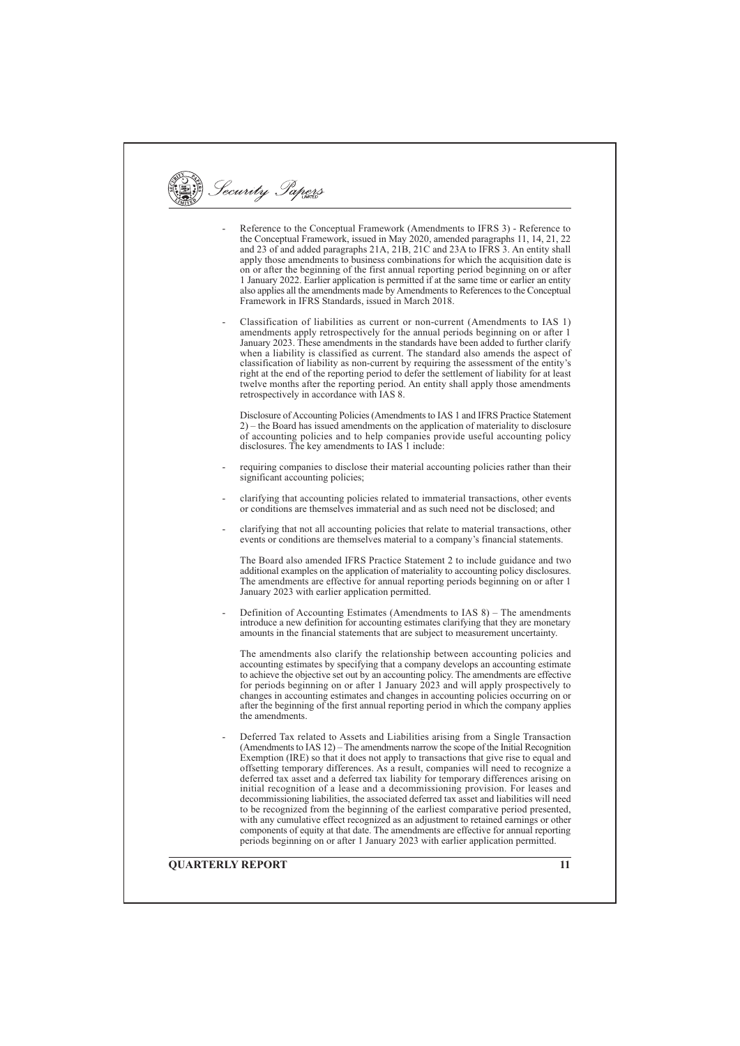- Reference to the Conceptual Framework (Amendments to IFRS 3) - Reference to the Conceptual Framework, issued in May 2020, amended paragraphs 11, 14, 21, 22 and 23 of and added paragraphs 21A, 21B, 21C and 23A to IFRS 3. An entity shall apply those amendments to business combinations for which the acquisition date is on or after the beginning of the first annual reporting period beginning on or after 1 January 2022. Earlier application is permitted if at the same time or earlier an entity also applies all the amendments made by Amendments to References to the Conceptual Framework in IFRS Standards, issued in March 2018.

- Classification of liabilities as current or non-current (Amendments to IAS 1) amendments apply retrospectively for the annual periods beginning on or after 1 January 2023. These amendments in the standards have been added to further clarify when a liability is classified as current. The standard also amends the aspect of classification of liability as non-current by requiring the assessment of the entity's right at the end of the reporting period to defer the settlement of liability for at least twelve months after the reporting period. An entity shall apply those amendments retrospectively in accordance with IAS 8.

  Disclosure of Accounting Policies (Amendments to IAS 1 and IFRS Practice Statement 2) – the Board has issued amendments on the application of materiality to disclosure of accounting policies and to help companies provide useful accounting policy disclosures. The key amendments to IAS 1 include:

- requiring companies to disclose their material accounting policies rather than their significant accounting policies;

- clarifying that accounting policies related to immaterial transactions, other events or conditions are themselves immaterial and as such need not be disclosed; and

- clarifying that not all accounting policies that relate to material transactions, other events or conditions are themselves material to a company's financial statements.

  The Board also amended IFRS Practice Statement 2 to include guidance and two additional examples on the application of materiality to accounting policy disclosures. The amendments are effective for annual reporting periods beginning on or after 1 January 2023 with earlier application permitted.

- Definition of Accounting Estimates (Amendments to IAS 8) – The amendments introduce a new definition for accounting estimates clarifying that they are monetary amounts in the financial statements that are subject to measurement uncertainty.

  The amendments also clarify the relationship between accounting policies and accounting estimates by specifying that a company develops an accounting estimate to achieve the objective set out by an accounting policy. The amendments are effective for periods beginning on or after 1 January 2023 and will apply prospectively to changes in accounting estimates and changes in accounting policies occurring on or after the beginning of the first annual reporting period in which the company applies the amendments.

- Deferred Tax related to Assets and Liabilities arising from a Single Transaction (Amendments to IAS 12) – The amendments narrow the scope of the Initial Recognition Exemption (IRE) so that it does not apply to transactions that give rise to equal and offsetting temporary differences. As a result, companies will need to recognize a deferred tax asset and a deferred tax liability for temporary differences arising on initial recognition of a lease and a decommissioning provision. For leases and decommissioning liabilities, the associated deferred tax asset and liabilities will need to be recognized from the beginning of the earliest comparative period presented, with any cumulative effect recognized as an adjustment to retained earnings or other components of equity at that date. The amendments are effective for annual reporting periods beginning on or after 1 January 2023 with earlier application permitted.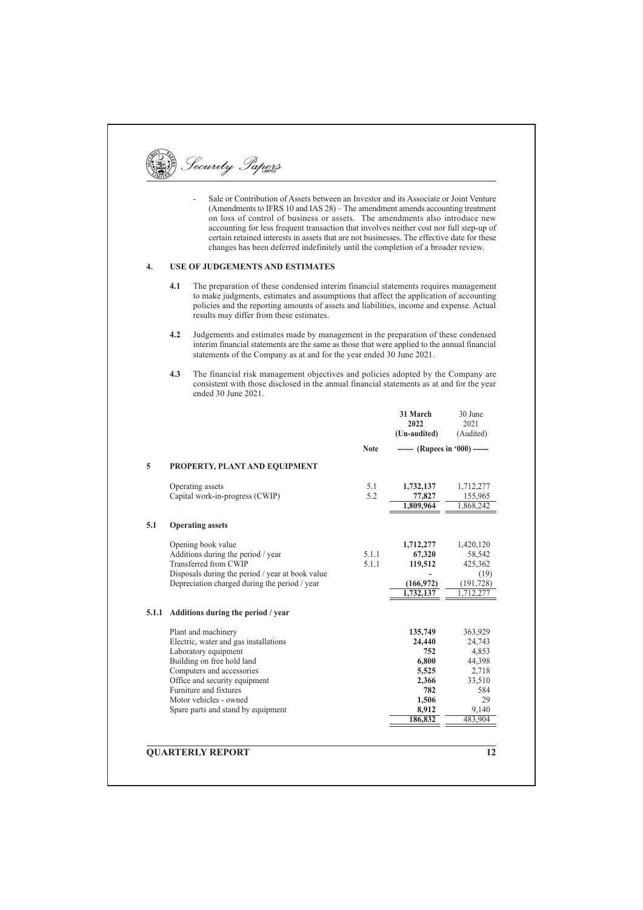- Sale or Contribution of Assets between an Investor and its Associate or Joint Venture (Amendments to IFRS 10 and IAS 28) – The amendment amends accounting treatment on loss of control of business or assets. The amendments also introduce new accounting for less frequent transaction that involves neither cost nor full step-up of certain retained interests in assets that are not businesses. The effective date for these changes has been deferred indefinitely until the completion of a broader review.

## 4. USE OF JUDGEMENTS AND ESTIMATES

**4.1** The preparation of these condensed interim financial statements requires management to make judgments, estimates and assumptions that affect the application of accounting policies and the reporting amounts of assets and liabilities, income and expense. Actual results may differ from these estimates.

**4.2** Judgements and estimates made by management in the preparation of these condensed interim financial statements are the same as those that were applied to the annual financial statements of the Company as at and for the year ended 30 June 2021.

**4.3** The financial risk management objectives and policies adopted by the Company are consistent with those disclosed in the annual financial statements as at and for the year ended 30 June 2021.

| | | Note | 31 March 2022 (Un-audited) | 30 June 2021 (Audited) |
|---|---|---|---|---|
| | | | ------ (Rupees in '000) ------ | |
| **5** | **PROPERTY, PLANT AND EQUIPMENT** | | | |
| | Operating assets | 5.1 | **1,732,137** | 1,712,277 |
| | Capital work-in-progress (CWIP) | 5.2 | **77,827** | 155,965 |
| | | | **1,809,964** | 1,868,242 |
| **5.1** | **Operating assets** | | | |
| | Opening book value | | **1,712,277** | 1,420,120 |
| | Additions during the period / year | 5.1.1 | **67,320** | 58,542 |
| | Transferred from CWIP | 5.1.1 | **119,512** | 425,362 |
| | Disposals during the period / year at book value | | **-** | (19) |
| | Depreciation charged during the period / year | | **(166,972)** | (191,728) |
| | | | **1,732,137** | 1,712,277 |
| **5.1.1** | **Additions during the period / year** | | | |
| | Plant and machinery | | **135,749** | 363,929 |
| | Electric, water and gas installations | | **24,440** | 24,743 |
| | Laboratory equipment | | **752** | 4,853 |
| | Building on free hold land | | **6,800** | 44,398 |
| | Computers and accessories | | **5,525** | 2,718 |
| | Office and security equipment | | **2,366** | 33,510 |
| | Furniture and fixtures | | **782** | 584 |
| | Motor vehicles - owned | | **1,506** | 29 |
| | Spare parts and stand by equipment | | **8,912** | 9,140 |
| | | | **186,832** | 483,904 |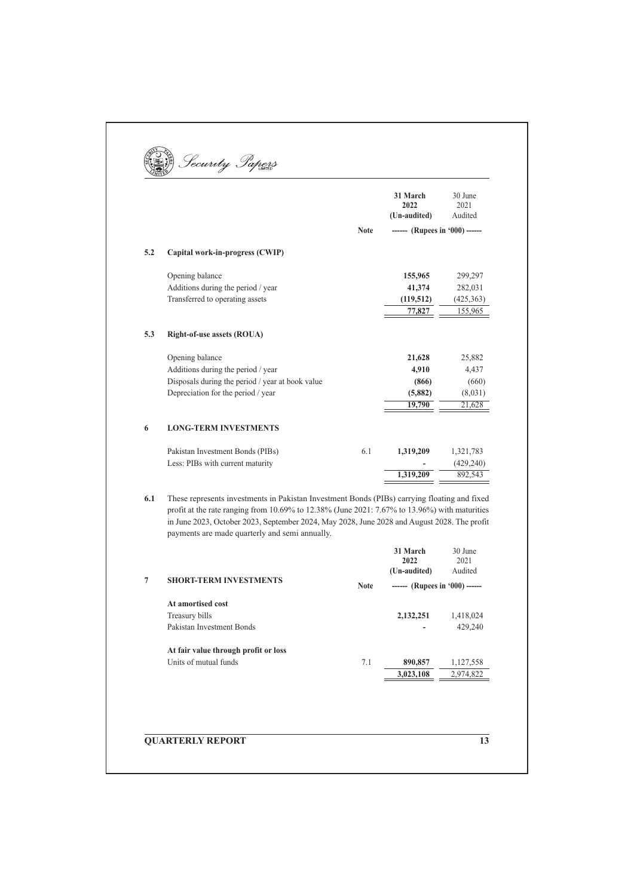| | | Note | 31 March 2022 (Un-audited) | 30 June 2021 Audited |
|---|---|---|---|---|
| | | | ------ (Rupees in '000) ------ | |
| **5.2** | **Capital work-in-progress (CWIP)** | | | |
| | Opening balance | | **155,965** | 299,297 |
| | Additions during the period / year | | **41,374** | 282,031 |
| | Transferred to operating assets | | **(119,512)** | (425,363) |
| | | | **77,827** | 155,965 |
| **5.3** | **Right-of-use assets (ROUA)** | | | |
| | Opening balance | | **21,628** | 25,882 |
| | Additions during the period / year | | **4,910** | 4,437 |
| | Disposals during the period / year at book value | | **(866)** | (660) |
| | Depreciation for the period / year | | **(5,882)** | (8,031) |
| | | | **19,790** | 21,628 |
| **6** | **LONG-TERM INVESTMENTS** | | | |
| | Pakistan Investment Bonds (PIBs) | 6.1 | **1,319,209** | 1,321,783 |
| | Less: PIBs with current maturity | | **-** | (429,240) |
| | | | **1,319,209** | 892,543 |

**6.1** These represents investments in Pakistan Investment Bonds (PIBs) carrying floating and fixed profit at the rate ranging from 10.69% to 12.38% (June 2021: 7.67% to 13.96%) with maturities in June 2023, October 2023, September 2024, May 2028, June 2028 and August 2028. The profit payments are made quarterly and semi annually.

| | | Note | 31 March 2022 (Un-audited) | 30 June 2021 Audited |
|---|---|---|---|---|
| **7** | **SHORT-TERM INVESTMENTS** | | ------ (Rupees in '000) ------ | |
| | **At amortised cost** | | | |
| | Treasury bills | | **2,132,251** | 1,418,024 |
| | Pakistan Investment Bonds | | **-** | 429,240 |
| | **At fair value through profit or loss** | | | |
| | Units of mutual funds | 7.1 | **890,857** | 1,127,558 |
| | | | **3,023,108** | 2,974,822 |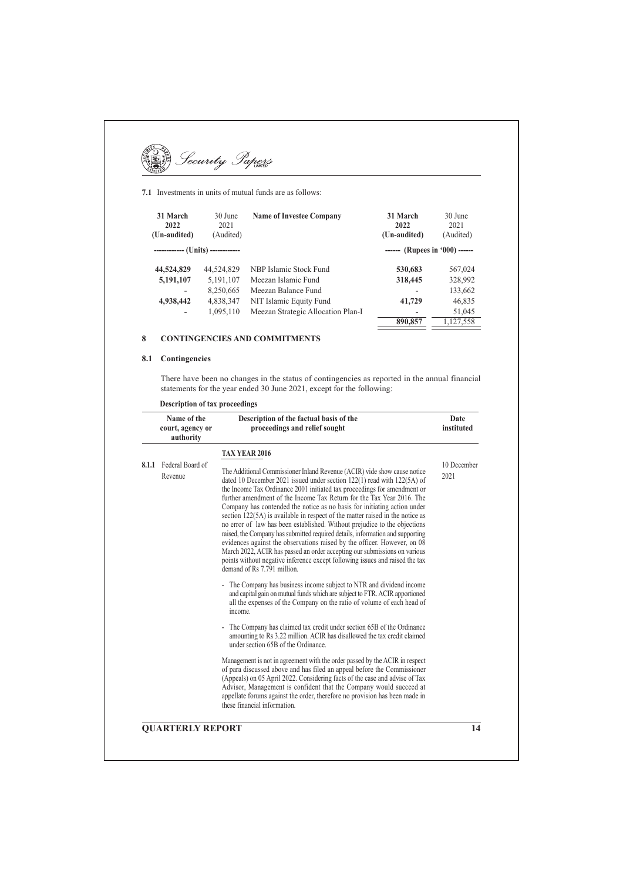**7.1** Investments in units of mutual funds are as follows:

| 31 March 2022 (Un-audited) | 30 June 2021 (Audited) | Name of Investee Company | 31 March 2022 (Un-audited) | 30 June 2021 (Audited) |
|---|---|---|---|---|
| ------------ (Units) ------------ | | | ------ (Rupees in '000) ------ | |
| **44,524,829** | 44,524,829 | NBP Islamic Stock Fund | **530,683** | 567,024 |
| **5,191,107** | 5,191,107 | Meezan Islamic Fund | **318,445** | 328,992 |
| **-** | 8,250,665 | Meezan Balance Fund | **-** | 133,662 |
| **4,938,442** | 4,838,347 | NIT Islamic Equity Fund | **41,729** | 46,835 |
| **-** | 1,095,110 | Meezan Strategic Allocation Plan-I | **-** | 51,045 |
| | | | **890,857** | 1,127,558 |

## 8 CONTINGENCIES AND COMMITMENTS

### 8.1 Contingencies

There have been no changes in the status of contingencies as reported in the annual financial statements for the year ended 30 June 2021, except for the following:

**Description of tax proceedings**

| | Name of the court, agency or authority | Description of the factual basis of the proceedings and relief sought | Date instituted |
|---|---|---|---|
| | | **TAX YEAR 2016** | |
| **8.1.1** | Federal Board of Revenue | The Additional Commissioner Inland Revenue (ACIR) vide show cause notice dated 10 December 2021 issued under section 122(1) read with 122(5A) of the Income Tax Ordinance 2001 initiated tax proceedings for amendment or further amendment of the Income Tax Return for the Tax Year 2016. The Company has contended the notice as no basis for initiating action under section 122(5A) is available in respect of the matter raised in the notice as no error of law has been established. Without prejudice to the objections raised, the Company has submitted required details, information and supporting evidences against the observations raised by the officer. However, on 08 March 2022, ACIR has passed an order accepting our submissions on various points without negative inference except following issues and raised the tax demand of Rs 7.791 million.<br><br>- The Company has business income subject to NTR and dividend income and capital gain on mutual funds which are subject to FTR. ACIR apportioned all the expenses of the Company on the ratio of volume of each head of income.<br><br>- The Company has claimed tax credit under section 65B of the Ordinance amounting to Rs 3.22 million. ACIR has disallowed the tax credit claimed under section 65B of the Ordinance.<br><br>Management is not in agreement with the order passed by the ACIR in respect of para discussed above and has filed an appeal before the Commissioner (Appeals) on 05 April 2022. Considering facts of the case and advise of Tax Advisor, Management is confident that the Company would succeed at appellate forums against the order, therefore no provision has been made in these financial information. | 10 December 2021 |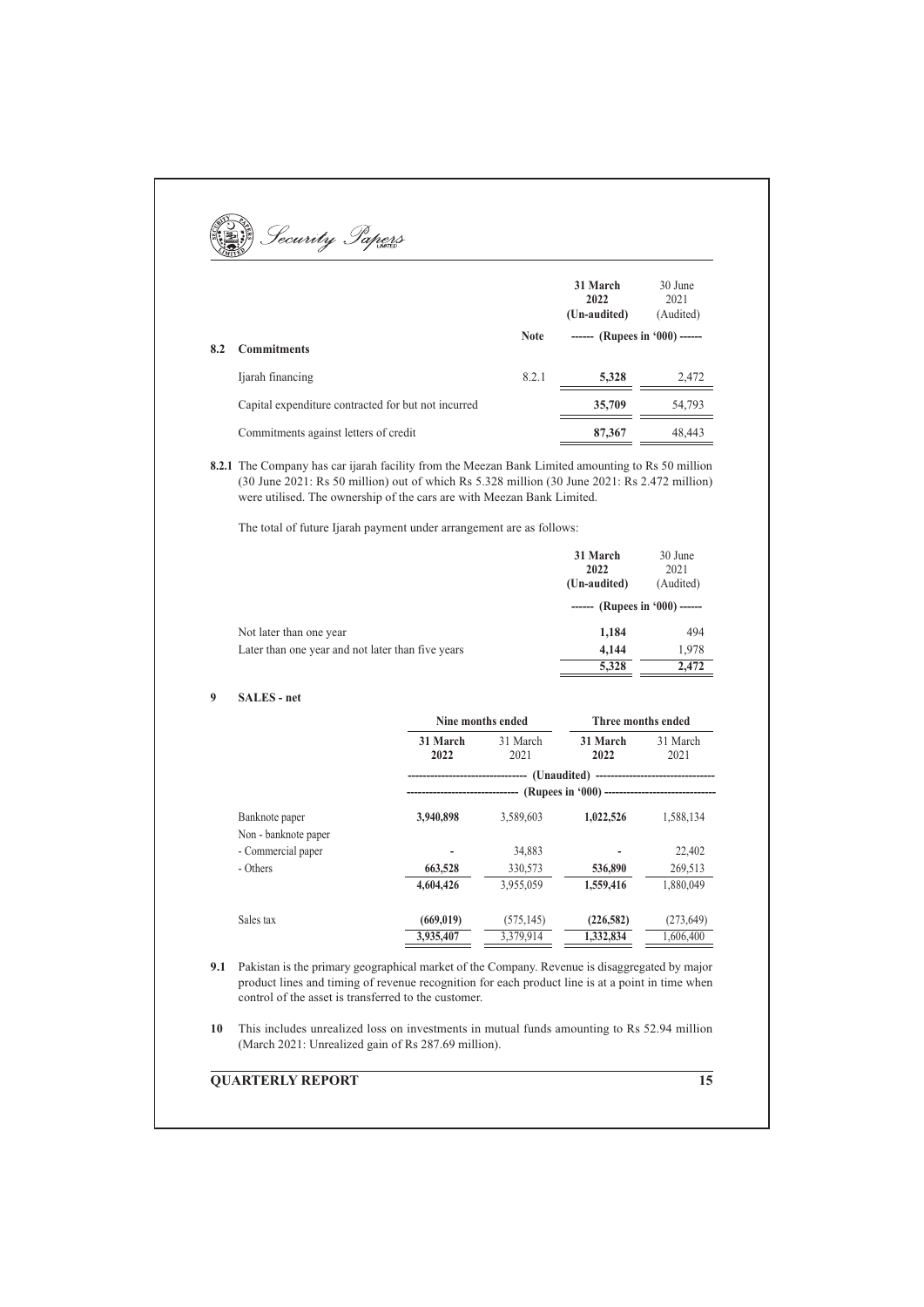| | Note | 31 March 2022 (Un-audited) | 30 June 2021 (Audited) |
|---|---|---|---|
| | | ------ (Rupees in '000) ------ | |
| **8.2 Commitments** | | | |
| Ijarah financing | 8.2.1 | **5,328** | 2,472 |
| Capital expenditure contracted for but not incurred | | **35,709** | 54,793 |
| Commitments against letters of credit | | **87,367** | 48,443 |

**8.2.1** The Company has car ijarah facility from the Meezan Bank Limited amounting to Rs 50 million (30 June 2021: Rs 50 million) out of which Rs 5.328 million (30 June 2021: Rs 2.472 million) were utilised. The ownership of the cars are with Meezan Bank Limited.

The total of future Ijarah payment under arrangement are as follows:

| | 31 March 2022 (Un-audited) | 30 June 2021 (Audited) |
|---|---|---|
| | ------ (Rupees in '000) ------ | |
| Not later than one year | **1,184** | 494 |
| Later than one year and not later than five years | **4,144** | 1,978 |
| | **5,328** | 2,472 |

## 9 SALES - net

| | Nine months ended | | Three months ended | |
|---|---|---|---|---|
| | 31 March 2022 | 31 March 2021 | 31 March 2022 | 31 March 2021 |
| | (Unaudited) | | | |
| | (Rupees in '000) | | | |
| Banknote paper | **3,940,898** | 3,589,603 | **1,022,526** | 1,588,134 |
| Non - banknote paper | | | | |
| - Commercial paper | **-** | 34,883 | **-** | 22,402 |
| - Others | **663,528** | 330,573 | **536,890** | 269,513 |
| | **4,604,426** | 3,955,059 | **1,559,416** | 1,880,049 |
| Sales tax | **(669,019)** | (575,145) | **(226,582)** | (273,649) |
| | **3,935,407** | 3,379,914 | **1,332,834** | 1,606,400 |

**9.1** Pakistan is the primary geographical market of the Company. Revenue is disaggregated by major product lines and timing of revenue recognition for each product line is at a point in time when control of the asset is transferred to the customer.

**10** This includes unrealized loss on investments in mutual funds amounting to Rs 52.94 million (March 2021: Unrealized gain of Rs 287.69 million).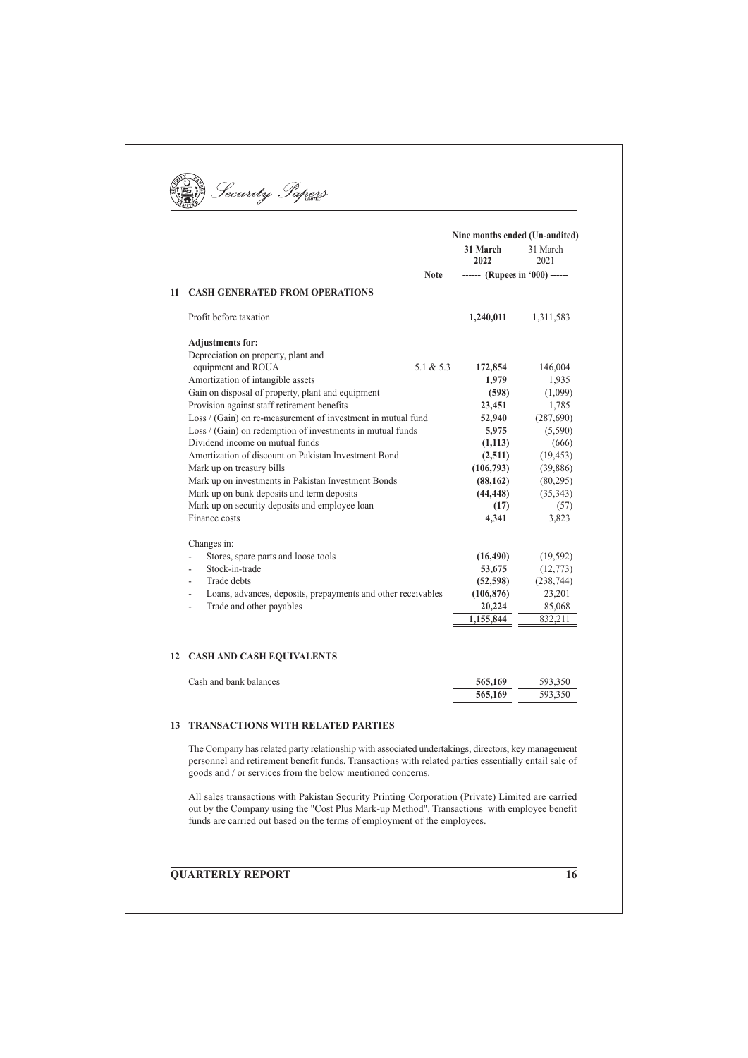| | Note | Nine months ended (Un-audited) | |
|---|---|---|---|
| | | **31 March 2022** | 31 March 2021 |
| | | ------ (Rupees in '000) ------ | |
| **11 CASH GENERATED FROM OPERATIONS** | | | |
| Profit before taxation | | **1,240,011** | 1,311,583 |
| **Adjustments for:** | | | |
| Depreciation on property, plant and equipment and ROUA | 5.1 & 5.3 | **172,854** | 146,004 |
| Amortization of intangible assets | | **1,979** | 1,935 |
| Gain on disposal of property, plant and equipment | | **(598)** | (1,099) |
| Provision against staff retirement benefits | | **23,451** | 1,785 |
| Loss / (Gain) on re-measurement of investment in mutual fund | | **52,940** | (287,690) |
| Loss / (Gain) on redemption of investments in mutual funds | | **5,975** | (5,590) |
| Dividend income on mutual funds | | **(1,113)** | (666) |
| Amortization of discount on Pakistan Investment Bond | | **(2,511)** | (19,453) |
| Mark up on treasury bills | | **(106,793)** | (39,886) |
| Mark up on investments in Pakistan Investment Bonds | | **(88,162)** | (80,295) |
| Mark up on bank deposits and term deposits | | **(44,448)** | (35,343) |
| Mark up on security deposits and employee loan | | **(17)** | (57) |
| Finance costs | | **4,341** | 3,823 |
| Changes in: | | | |
| - Stores, spare parts and loose tools | | **(16,490)** | (19,592) |
| - Stock-in-trade | | **53,675** | (12,773) |
| - Trade debts | | **(52,598)** | (238,744) |
| - Loans, advances, deposits, prepayments and other receivables | | **(106,876)** | 23,201 |
| - Trade and other payables | | **20,224** | 85,068 |
| | | **1,155,844** | 832,211 |

## 12 CASH AND CASH EQUIVALENTS

| | | |
|---|---|---|
| Cash and bank balances | **565,169** | 593,350 |
| | **565,169** | 593,350 |

## 13 TRANSACTIONS WITH RELATED PARTIES

The Company has related party relationship with associated undertakings, directors, key management personnel and retirement benefit funds. Transactions with related parties essentially entail sale of goods and / or services from the below mentioned concerns.

All sales transactions with Pakistan Security Printing Corporation (Private) Limited are carried out by the Company using the "Cost Plus Mark-up Method". Transactions with employee benefit funds are carried out based on the terms of employment of the employees.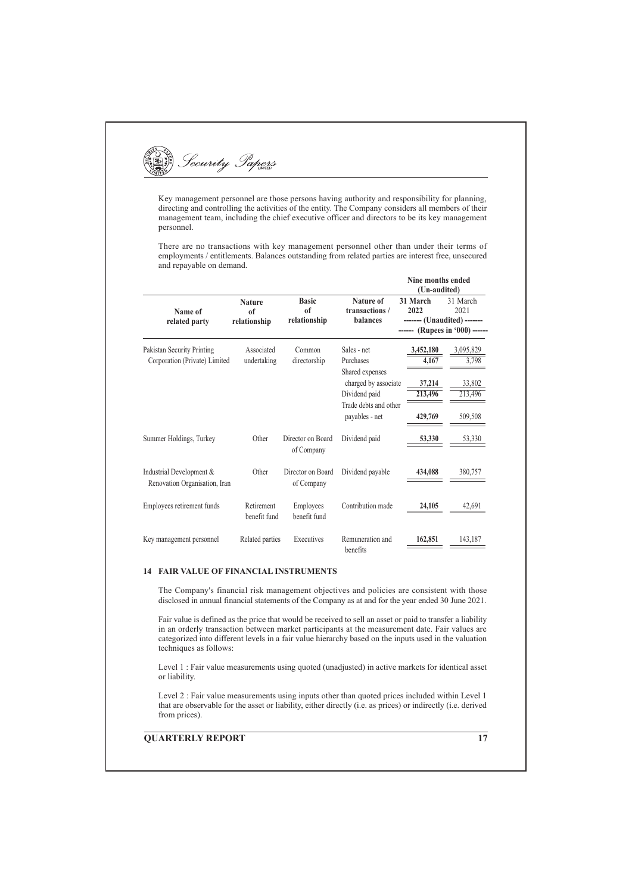Key management personnel are those persons having authority and responsibility for planning, directing and controlling the activities of the entity. The Company considers all members of their management team, including the chief executive officer and directors to be its key management personnel.

There are no transactions with key management personnel other than under their terms of employments / entitlements. Balances outstanding from related parties are interest free, unsecured and repayable on demand.

| Name of related party | Nature of relationship | Basic of relationship | Nature of transactions / balances | Nine months ended (Un-audited) 31 March 2022 | 31 March 2021 |
|---|---|---|---|---|---|
| | | | | ------- (Unaudited) ------- | |
| | | | | ------ (Rupees in '000) ------ | |
| Pakistan Security Printing Corporation (Private) Limited | Associated undertaking | Common directorship | Sales - net | **3,452,180** | 3,095,829 |
| | | | Purchases | **4,167** | 3,798 |
| | | | Shared expenses charged by associate | **37,214** | 33,802 |
| | | | Dividend paid | **213,496** | 213,496 |
| | | | Trade debts and other payables - net | **429,769** | 509,508 |
| Summer Holdings, Turkey | Other | Director on Board of Company | Dividend paid | **53,330** | 53,330 |
| Industrial Development & Renovation Organisation, Iran | Other | Director on Board of Company | Dividend payable | **434,088** | 380,757 |
| Employees retirement funds | Retirement benefit fund | Employees benefit fund | Contribution made | **24,105** | 42,691 |
| Key management personnel | Related parties | Executives | Remuneration and benefits | **162,851** | 143,187 |

## 14 FAIR VALUE OF FINANCIAL INSTRUMENTS

The Company's financial risk management objectives and policies are consistent with those disclosed in annual financial statements of the Company as at and for the year ended 30 June 2021.

Fair value is defined as the price that would be received to sell an asset or paid to transfer a liability in an orderly transaction between market participants at the measurement date. Fair values are categorized into different levels in a fair value hierarchy based on the inputs used in the valuation techniques as follows:

Level 1 : Fair value measurements using quoted (unadjusted) in active markets for identical asset or liability.

Level 2 : Fair value measurements using inputs other than quoted prices included within Level 1 that are observable for the asset or liability, either directly (i.e. as prices) or indirectly (i.e. derived from prices).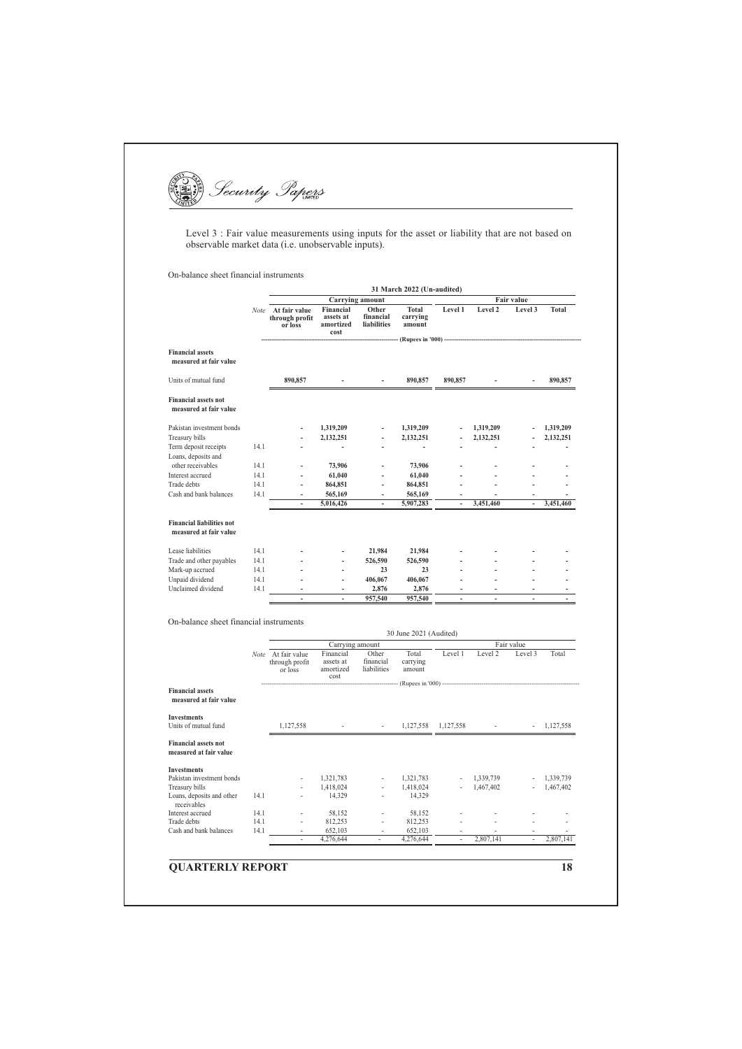Level 3 : Fair value measurements using inputs for the asset or liability that are not based on observable market data (i.e. unobservable inputs).

On-balance sheet financial instruments

| | | 31 March 2022 (Un-audited) | | | | | | | |
|---|---|---|---|---|---|---|---|---|---|
| | | **Carrying amount** | | | | **Fair value** | | | |
| | *Note* | **At fair value through profit or loss** | **Financial assets at amortized cost** | **Other financial liabilities** | **Total carrying amount** | **Level 1** | **Level 2** | **Level 3** | **Total** |
| | | (Rupees in '000) | | | | | | | |
| **Financial assets measured at fair value** | | | | | | | | | |
| Units of mutual fund | | **890,857** | **-** | **-** | **890,857** | **890,857** | **-** | **-** | **890,857** |
| **Financial assets not measured at fair value** | | | | | | | | | |
| Pakistan investment bonds | | **-** | **1,319,209** | **-** | **1,319,209** | **-** | **1,319,209** | **-** | **1,319,209** |
| Treasury bills | | **-** | **2,132,251** | **-** | **2,132,251** | **-** | **2,132,251** | **-** | **2,132,251** |
| Term deposit receipts | 14.1 | **-** | **-** | **-** | **-** | **-** | **-** | **-** | **-** |
| Loans, deposits and other receivables | 14.1 | **-** | **73,906** | **-** | **73,906** | **-** | **-** | **-** | **-** |
| Interest accrued | 14.1 | **-** | **61,040** | **-** | **61,040** | **-** | **-** | **-** | **-** |
| Trade debts | 14.1 | **-** | **864,851** | **-** | **864,851** | **-** | **-** | **-** | **-** |
| Cash and bank balances | 14.1 | **-** | **565,169** | **-** | **565,169** | **-** | **-** | **-** | **-** |
| | | **-** | **5,016,426** | **-** | **5,907,283** | **-** | **3,451,460** | **-** | **3,451,460** |
| **Financial liabilities not measured at fair value** | | | | | | | | | |
| Lease liabilities | 14.1 | **-** | **-** | **21,984** | **21,984** | **-** | **-** | **-** | **-** |
| Trade and other payables | 14.1 | **-** | **-** | **526,590** | **526,590** | **-** | **-** | **-** | **-** |
| Mark-up accrued | 14.1 | **-** | **-** | **23** | **23** | **-** | **-** | **-** | **-** |
| Unpaid dividend | 14.1 | **-** | **-** | **406,067** | **406,067** | **-** | **-** | **-** | **-** |
| Unclaimed dividend | 14.1 | **-** | **-** | **2,876** | **2,876** | **-** | **-** | **-** | **-** |
| | | **-** | **-** | **957,540** | **957,540** | **-** | **-** | **-** | **-** |

On-balance sheet financial instruments

| | | 30 June 2021 (Audited) | | | | | | | |
|---|---|---|---|---|---|---|---|---|---|
| | | Carrying amount | | | | Fair value | | | |
| | *Note* | At fair value through profit or loss | Financial assets at amortized cost | Other financial liabilities | Total carrying amount | Level 1 | Level 2 | Level 3 | Total |
| | | (Rupees in '000) | | | | | | | |
| **Financial assets measured at fair value** | | | | | | | | | |
| **Investments** | | | | | | | | | |
| Units of mutual fund | | 1,127,558 | - | - | 1,127,558 | 1,127,558 | - | - | 1,127,558 |
| **Financial assets not measured at fair value** | | | | | | | | | |
| **Investments** | | | | | | | | | |
| Pakistan investment bonds | | - | 1,321,783 | - | 1,321,783 | - | 1,339,739 | - | 1,339,739 |
| Treasury bills | | - | 1,418,024 | - | 1,418,024 | - | 1,467,402 | - | 1,467,402 |
| Loans, deposits and other receivables | 14.1 | - | 14,329 | - | 14,329 | | | | |
| Interest accrued | 14.1 | - | 58,152 | - | 58,152 | - | - | - | - |
| Trade debts | 14.1 | - | 812,253 | - | 812,253 | - | - | - | - |
| Cash and bank balances | 14.1 | - | 652,103 | - | 652,103 | - | - | - | - |
| | | - | 4,276,644 | - | 4,276,644 | - | 2,807,141 | - | 2,807,141 |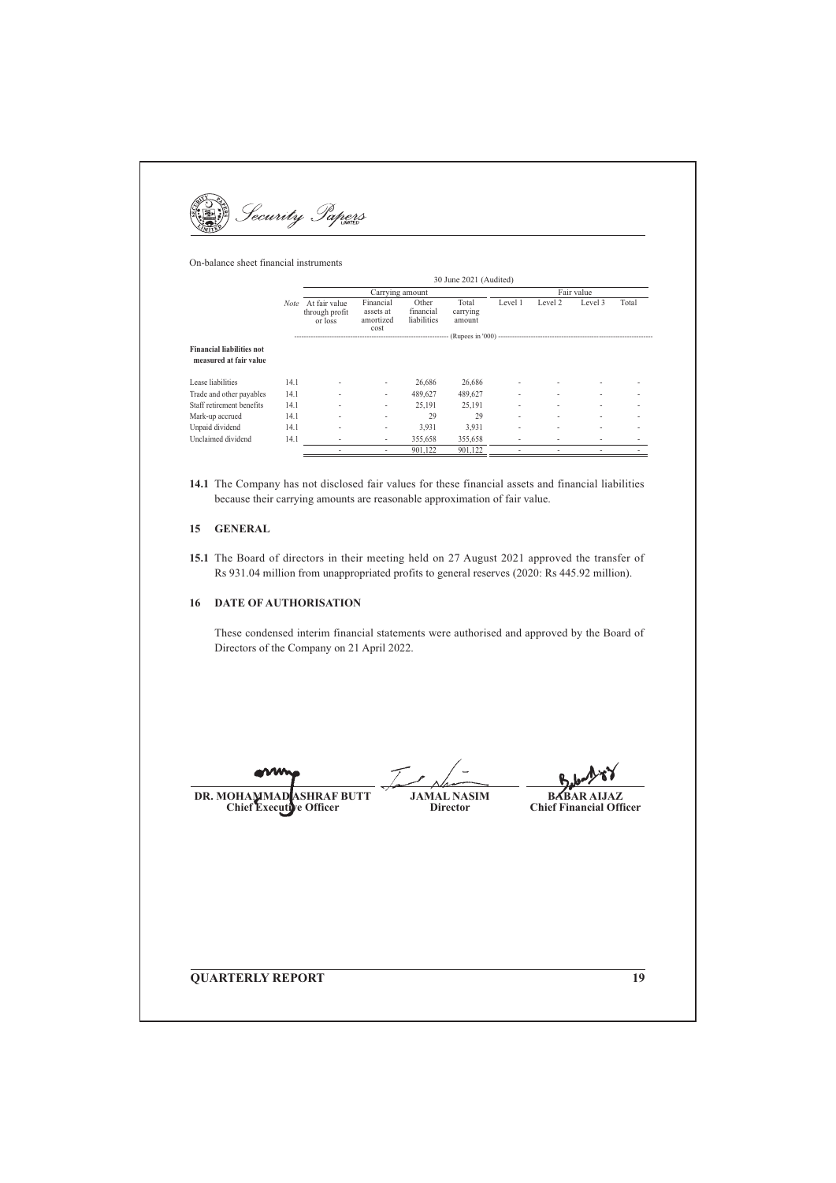On-balance sheet financial instruments

| | Note | 30 June 2021 (Audited) | | | | | | | |
|---|---|---|---|---|---|---|---|---|---|
| | | Carrying amount | | | | Fair value | | | |
| | | At fair value through profit or loss | Financial assets at amortized cost | Other financial liabilities | Total carrying amount | Level 1 | Level 2 | Level 3 | Total |
| | | (Rupees in '000) | | | | | | | |
| **Financial liabilities not measured at fair value** | | | | | | | | | |
| Lease liabilities | 14.1 | - | - | 26,686 | 26,686 | - | - | - | - |
| Trade and other payables | 14.1 | - | - | 489,627 | 489,627 | - | - | - | - |
| Staff retirement benefits | 14.1 | - | - | 25,191 | 25,191 | - | - | - | - |
| Mark-up accrued | 14.1 | - | - | 29 | 29 | - | - | - | - |
| Unpaid dividend | 14.1 | - | - | 3,931 | 3,931 | - | - | - | - |
| Unclaimed dividend | 14.1 | - | - | 355,658 | 355,658 | - | - | - | - |
| | | - | - | 901,122 | 901,122 | - | - | - | - |

**14.1** The Company has not disclosed fair values for these financial assets and financial liabilities because their carrying amounts are reasonable approximation of fair value.

## 15 GENERAL

**15.1** The Board of directors in their meeting held on 27 August 2021 approved the transfer of Rs 931.04 million from unappropriated profits to general reserves (2020: Rs 445.92 million).

## 16 DATE OF AUTHORISATION

These condensed interim financial statements were authorised and approved by the Board of Directors of the Company on 21 April 2022.

| DR. MOHAMMAD ASHRAF BUTT | JAMAL NASIM | BABAR AIJAZ |
|---|---|---|
| Chief Executive Officer | Director | Chief Financial Officer |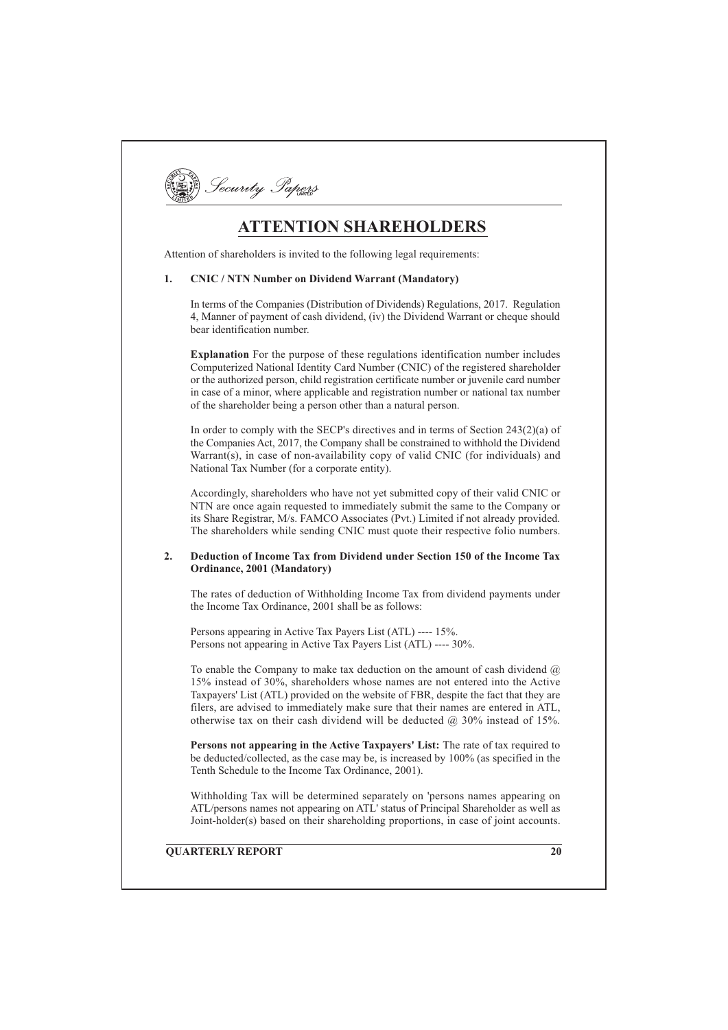# ATTENTION SHAREHOLDERS

Attention of shareholders is invited to the following legal requirements:

## 1. CNIC / NTN Number on Dividend Warrant (Mandatory)

In terms of the Companies (Distribution of Dividends) Regulations, 2017. Regulation 4, Manner of payment of cash dividend, (iv) the Dividend Warrant or cheque should bear identification number.

**Explanation** For the purpose of these regulations identification number includes Computerized National Identity Card Number (CNIC) of the registered shareholder or the authorized person, child registration certificate number or juvenile card number in case of a minor, where applicable and registration number or national tax number of the shareholder being a person other than a natural person.

In order to comply with the SECP's directives and in terms of Section 243(2)(a) of the Companies Act, 2017, the Company shall be constrained to withhold the Dividend Warrant(s), in case of non-availability copy of valid CNIC (for individuals) and National Tax Number (for a corporate entity).

Accordingly, shareholders who have not yet submitted copy of their valid CNIC or NTN are once again requested to immediately submit the same to the Company or its Share Registrar, M/s. FAMCO Associates (Pvt.) Limited if not already provided. The shareholders while sending CNIC must quote their respective folio numbers.

## 2. Deduction of Income Tax from Dividend under Section 150 of the Income Tax Ordinance, 2001 (Mandatory)

The rates of deduction of Withholding Income Tax from dividend payments under the Income Tax Ordinance, 2001 shall be as follows:

Persons appearing in Active Tax Payers List (ATL) ---- 15%.
Persons not appearing in Active Tax Payers List (ATL) ---- 30%.

To enable the Company to make tax deduction on the amount of cash dividend @ 15% instead of 30%, shareholders whose names are not entered into the Active Taxpayers' List (ATL) provided on the website of FBR, despite the fact that they are filers, are advised to immediately make sure that their names are entered in ATL, otherwise tax on their cash dividend will be deducted @ 30% instead of 15%.

**Persons not appearing in the Active Taxpayers' List:** The rate of tax required to be deducted/collected, as the case may be, is increased by 100% (as specified in the Tenth Schedule to the Income Tax Ordinance, 2001).

Withholding Tax will be determined separately on 'persons names appearing on ATL/persons names not appearing on ATL' status of Principal Shareholder as well as Joint-holder(s) based on their shareholding proportions, in case of joint accounts.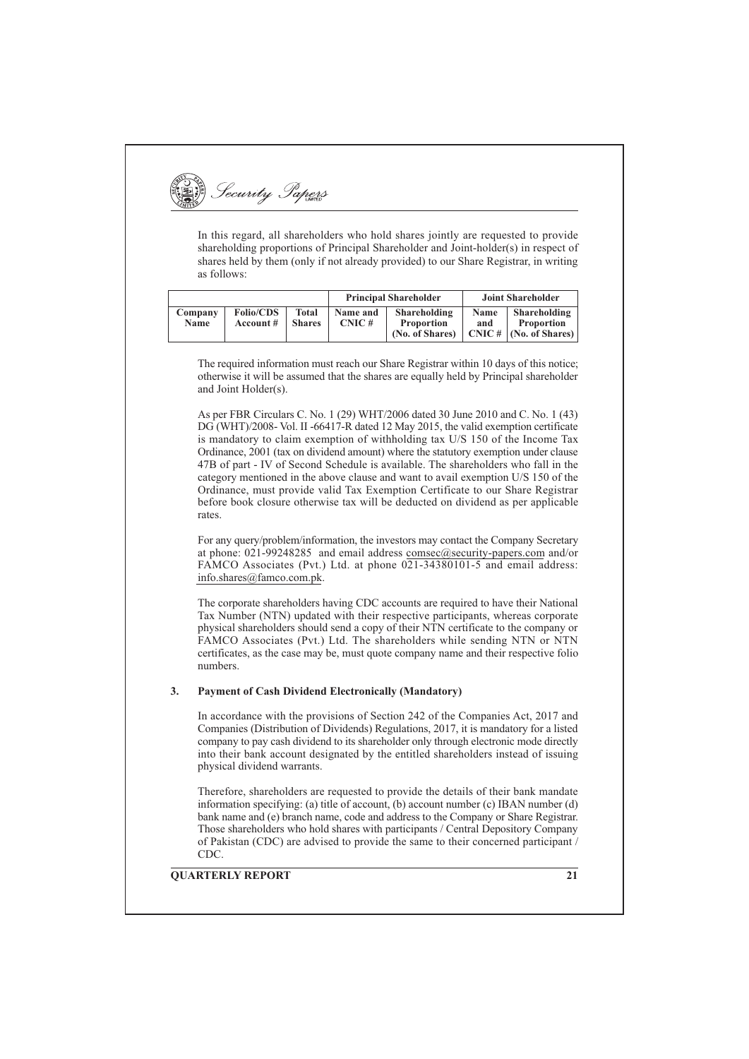In this regard, all shareholders who hold shares jointly are requested to provide shareholding proportions of Principal Shareholder and Joint-holder(s) in respect of shares held by them (only if not already provided) to our Share Registrar, in writing as follows:

| | | | Principal Shareholder | | Joint Shareholder | |
|---|---|---|---|---|---|---|
| Company Name | Folio/CDS Account # | Total Shares | Name and CNIC # | Shareholding Proportion (No. of Shares) | Name and CNIC # | Shareholding Proportion (No. of Shares) |

The required information must reach our Share Registrar within 10 days of this notice; otherwise it will be assumed that the shares are equally held by Principal shareholder and Joint Holder(s).

As per FBR Circulars C. No. 1 (29) WHT/2006 dated 30 June 2010 and C. No. 1 (43) DG (WHT)/2008- Vol. II -66417-R dated 12 May 2015, the valid exemption certificate is mandatory to claim exemption of withholding tax U/S 150 of the Income Tax Ordinance, 2001 (tax on dividend amount) where the statutory exemption under clause 47B of part - IV of Second Schedule is available. The shareholders who fall in the category mentioned in the above clause and want to avail exemption U/S 150 of the Ordinance, must provide valid Tax Exemption Certificate to our Share Registrar before book closure otherwise tax will be deducted on dividend as per applicable rates.

For any query/problem/information, the investors may contact the Company Secretary at phone: 021-99248285 and email address comsec@security-papers.com and/or FAMCO Associates (Pvt.) Ltd. at phone 021-34380101-5 and email address: info.shares@famco.com.pk.

The corporate shareholders having CDC accounts are required to have their National Tax Number (NTN) updated with their respective participants, whereas corporate physical shareholders should send a copy of their NTN certificate to the company or FAMCO Associates (Pvt.) Ltd. The shareholders while sending NTN or NTN certificates, as the case may be, must quote company name and their respective folio numbers.

### 3. Payment of Cash Dividend Electronically (Mandatory)

In accordance with the provisions of Section 242 of the Companies Act, 2017 and Companies (Distribution of Dividends) Regulations, 2017, it is mandatory for a listed company to pay cash dividend to its shareholder only through electronic mode directly into their bank account designated by the entitled shareholders instead of issuing physical dividend warrants.

Therefore, shareholders are requested to provide the details of their bank mandate information specifying: (a) title of account, (b) account number (c) IBAN number (d) bank name and (e) branch name, code and address to the Company or Share Registrar. Those shareholders who hold shares with participants / Central Depository Company of Pakistan (CDC) are advised to provide the same to their concerned participant / CDC.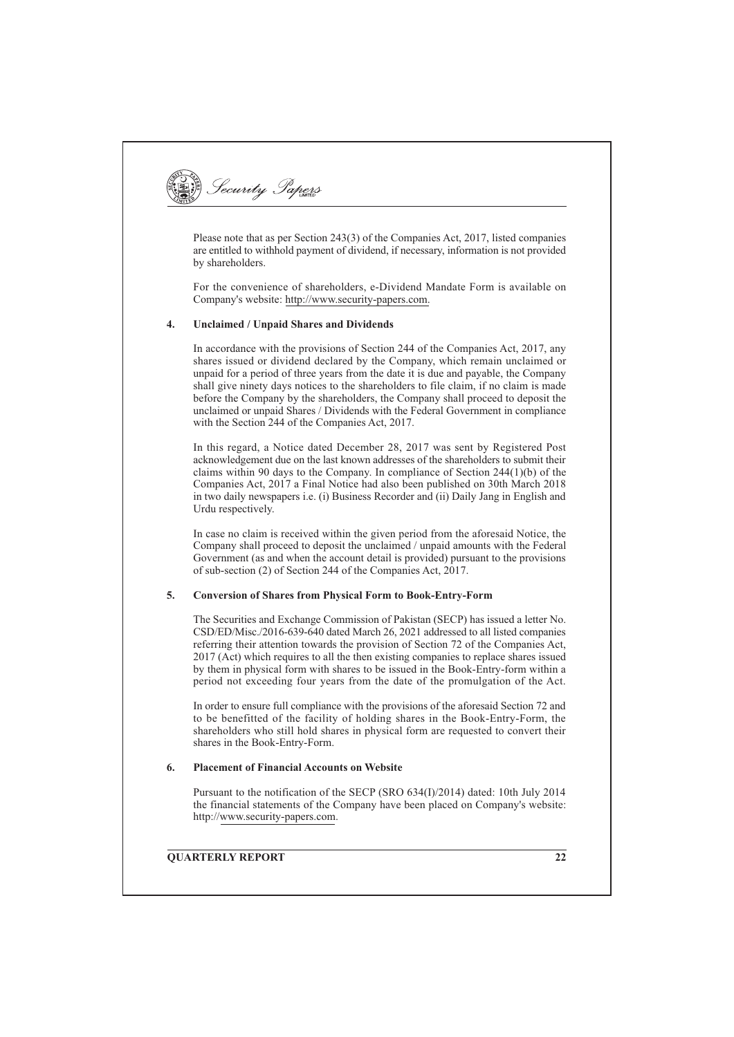Please note that as per Section 243(3) of the Companies Act, 2017, listed companies are entitled to withhold payment of dividend, if necessary, information is not provided by shareholders.

For the convenience of shareholders, e-Dividend Mandate Form is available on Company's website: http://www.security-papers.com.

**4. Unclaimed / Unpaid Shares and Dividends**

In accordance with the provisions of Section 244 of the Companies Act, 2017, any shares issued or dividend declared by the Company, which remain unclaimed or unpaid for a period of three years from the date it is due and payable, the Company shall give ninety days notices to the shareholders to file claim, if no claim is made before the Company by the shareholders, the Company shall proceed to deposit the unclaimed or unpaid Shares / Dividends with the Federal Government in compliance with the Section 244 of the Companies Act, 2017.

In this regard, a Notice dated December 28, 2017 was sent by Registered Post acknowledgement due on the last known addresses of the shareholders to submit their claims within 90 days to the Company. In compliance of Section 244(1)(b) of the Companies Act, 2017 a Final Notice had also been published on 30th March 2018 in two daily newspapers i.e. (i) Business Recorder and (ii) Daily Jang in English and Urdu respectively.

In case no claim is received within the given period from the aforesaid Notice, the Company shall proceed to deposit the unclaimed / unpaid amounts with the Federal Government (as and when the account detail is provided) pursuant to the provisions of sub-section (2) of Section 244 of the Companies Act, 2017.

**5. Conversion of Shares from Physical Form to Book-Entry-Form**

The Securities and Exchange Commission of Pakistan (SECP) has issued a letter No. CSD/ED/Misc./2016-639-640 dated March 26, 2021 addressed to all listed companies referring their attention towards the provision of Section 72 of the Companies Act, 2017 (Act) which requires to all the then existing companies to replace shares issued by them in physical form with shares to be issued in the Book-Entry-form within a period not exceeding four years from the date of the promulgation of the Act.

In order to ensure full compliance with the provisions of the aforesaid Section 72 and to be benefitted of the facility of holding shares in the Book-Entry-Form, the shareholders who still hold shares in physical form are requested to convert their shares in the Book-Entry-Form.

**6. Placement of Financial Accounts on Website**

Pursuant to the notification of the SECP (SRO 634(I)/2014) dated: 10th July 2014 the financial statements of the Company have been placed on Company's website: http://www.security-papers.com.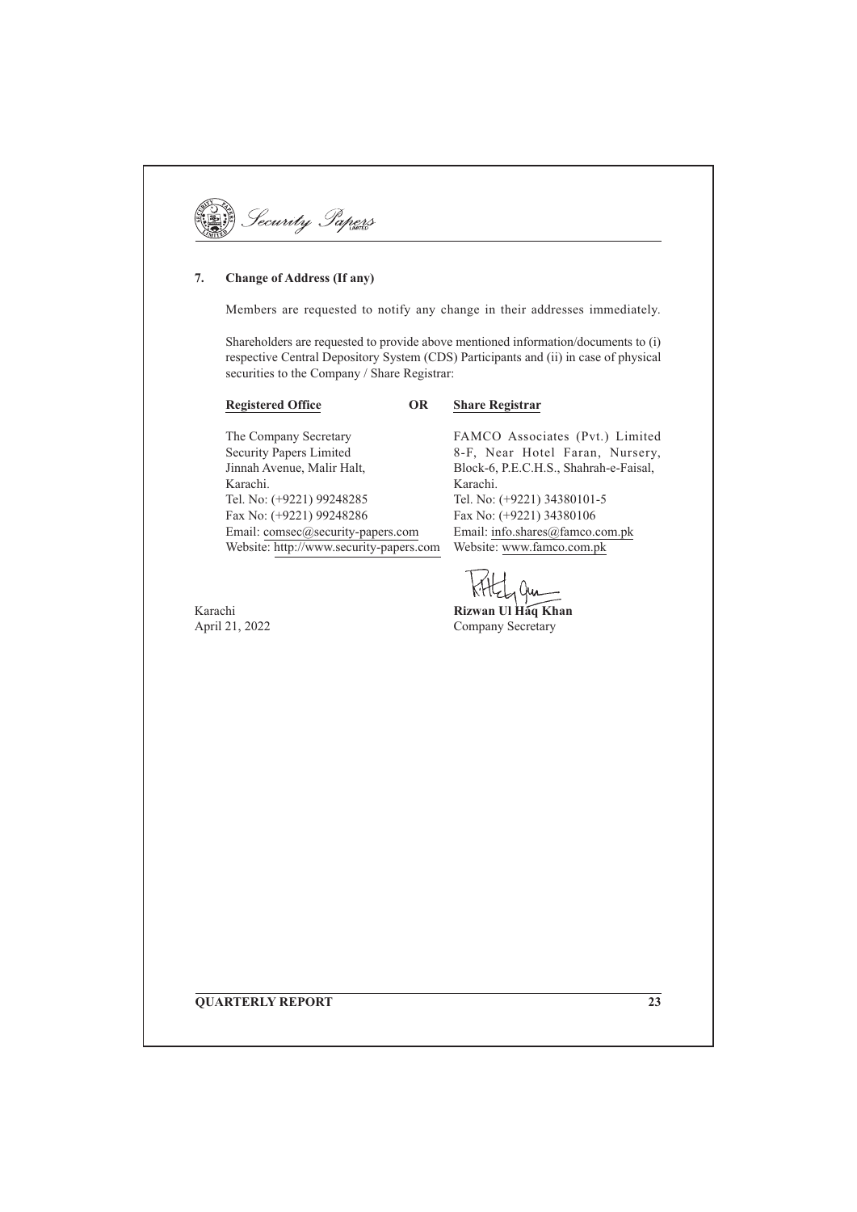## 7. Change of Address (If any)

Members are requested to notify any change in their addresses immediately.

Shareholders are requested to provide above mentioned information/documents to (i) respective Central Depository System (CDS) Participants and (ii) in case of physical securities to the Company / Share Registrar:

| **Registered Office** | **OR** | **Share Registrar** |
|---|---|---|
| The Company Secretary<br>Security Papers Limited<br>Jinnah Avenue, Malir Halt,<br>Karachi.<br>Tel. No: (+9221) 99248285<br>Fax No: (+9221) 99248286<br>Email: comsec@security-papers.com<br>Website: http://www.security-papers.com | | FAMCO Associates (Pvt.) Limited<br>8-F, Near Hotel Faran, Nursery,<br>Block-6, P.E.C.H.S., Shahrah-e-Faisal,<br>Karachi.<br>Tel. No: (+9221) 34380101-5<br>Fax No: (+9221) 34380106<br>Email: info.shares@famco.com.pk<br>Website: www.famco.com.pk |

Karachi
April 21, 2022

**Rizwan Ul Haq Khan**
Company Secretary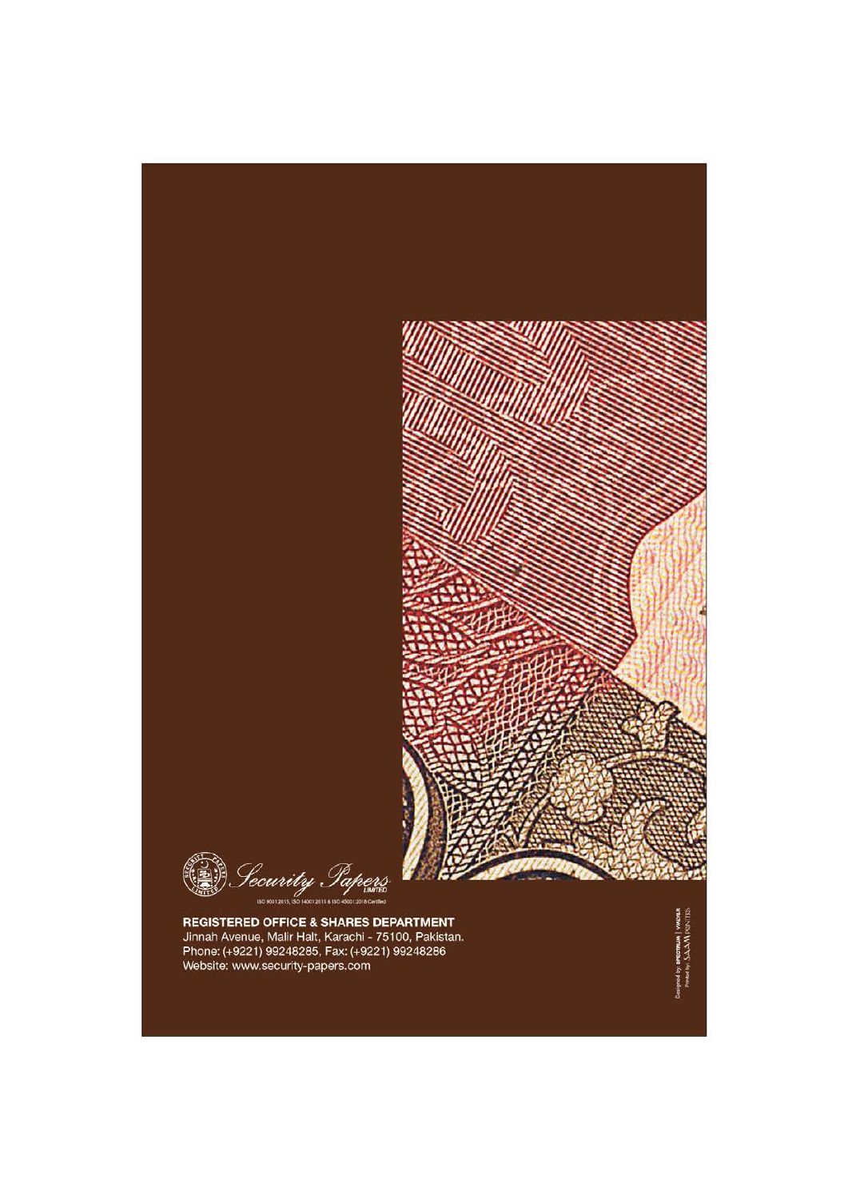Security Papers LIMITED

ISO 9001:2015, ISO 14001:2015 & ISO 45001:2018 Certified

**REGISTERED OFFICE & SHARES DEPARTMENT**

Jinnah Avenue, Malir Halt, Karachi - 75100, Pakistan.
Phone: (+9221) 99248285, Fax: (+9221) 99248286
Website: www.security-papers.com

Designed by: SPECTRUM | VMLY&R
Printed by: SAAM PRINTERS